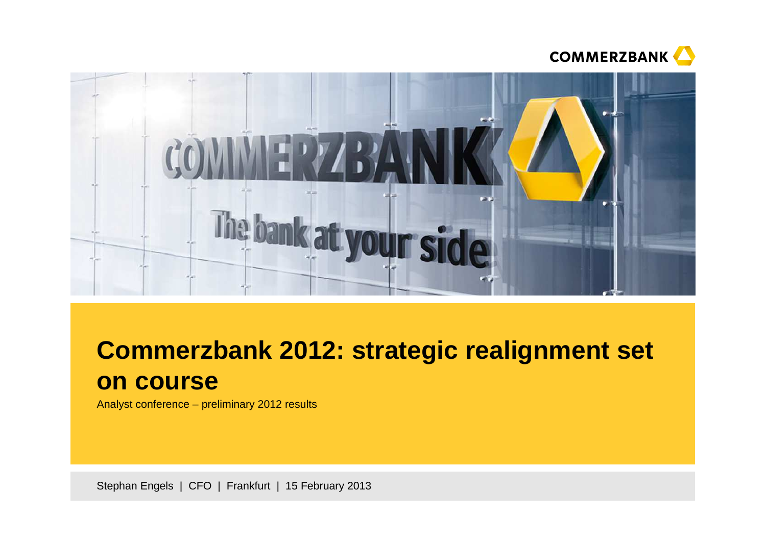# Commerzbank 2012: strategic realignment set on course

Analyst conference – preliminary 2012 results

Stephan Engels | CFO | Frankfurt | 15 February 2013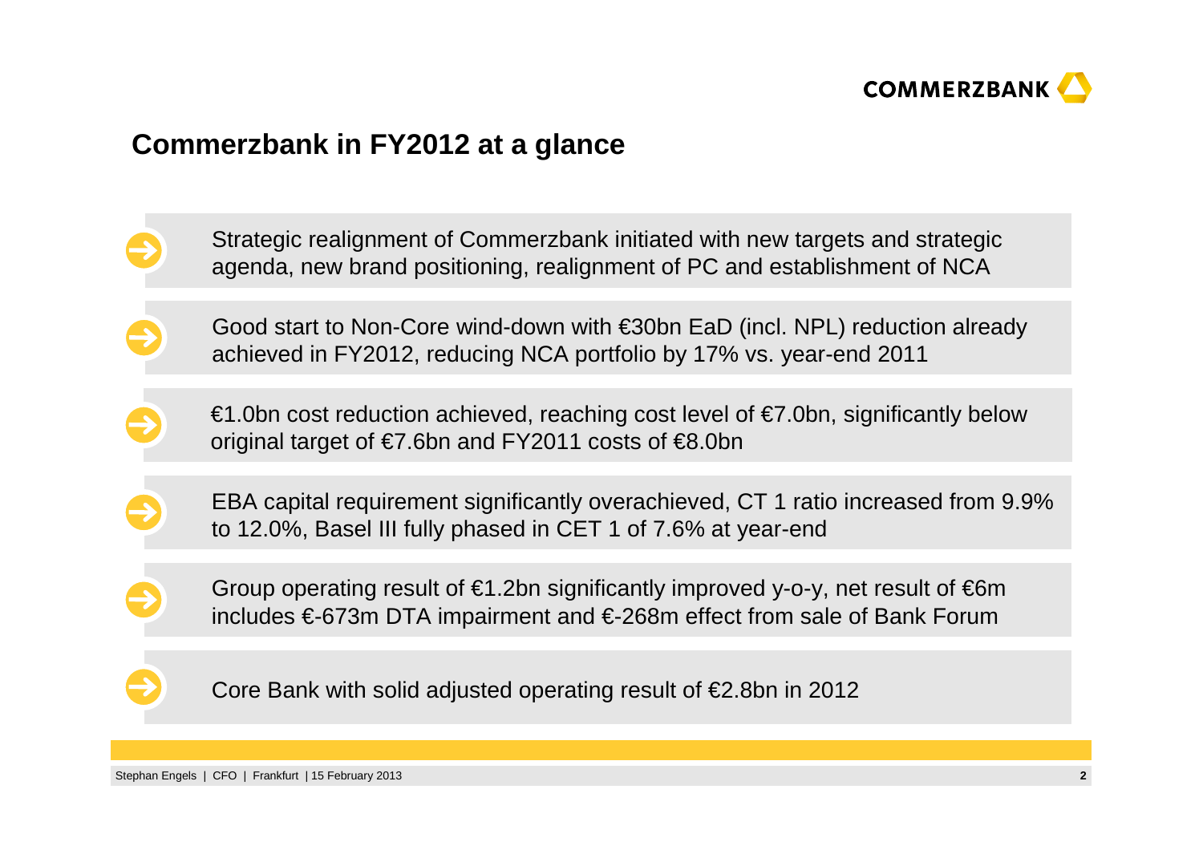## Commerzbank in FY2012 at a glance

- Strategic realignment of Commerzbank initiated with new targets and strategic agenda, new brand positioning, realignment of PC and establishment of NCA
- Good start to Non-Core wind-down with €30bn EaD (incl. NPL) reduction already achieved in FY2012, reducing NCA portfolio by 17% vs. year-end 2011
- €1.0bn cost reduction achieved, reaching cost level of €7.0bn, significantly below original target of €7.6bn and FY2011 costs of €8.0bn
- EBA capital requirement significantly overachieved, CT 1 ratio increased from 9.9% to 12.0%, Basel III fully phased in CET 1 of 7.6% at year-end
- Group operating result of €1.2bn significantly improved y-o-y, net result of €6m includes €-673m DTA impairment and €-268m effect from sale of Bank Forum
- Core Bank with solid adjusted operating result of €2.8bn in 2012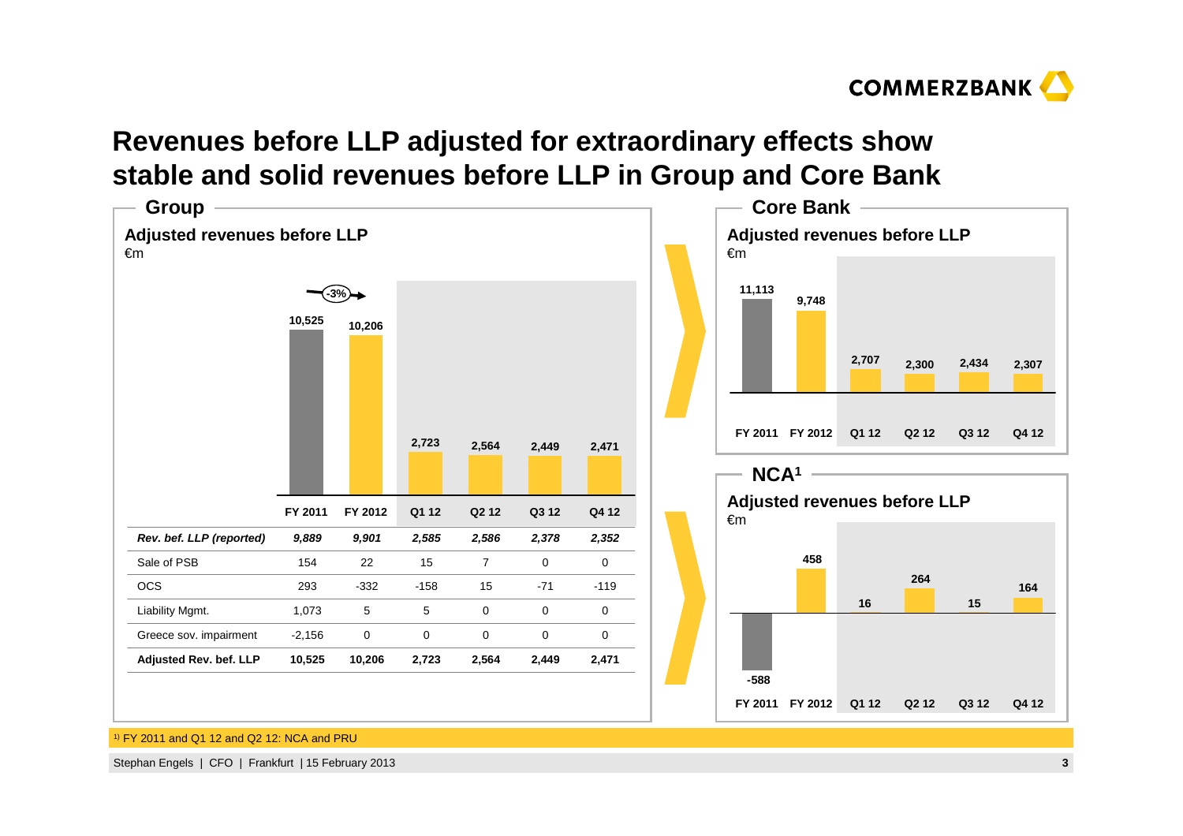# Revenues before LLP adjusted for extraordinary effects show stable and solid revenues before LLP in Group and Core Bank

## Group

### Adjusted revenues before LLP

€m

| | FY 2011 | FY 2012 | Q1 12 | Q2 12 | Q3 12 | Q4 12 |
|---|---|---|---|---|---|---|
| Adjusted revenues before LLP | 10,525 | 10,206 | 2,723 | 2,564 | 2,449 | 2,471 |

FY 2011 to FY 2012: -3%

| | FY 2011 | FY 2012 | Q1 12 | Q2 12 | Q3 12 | Q4 12 |
|---|---|---|---|---|---|---|
| *Rev. bef. LLP (reported)* | *9,889* | *9,901* | *2,585* | *2,586* | *2,378* | *2,352* |
| Sale of PSB | 154 | 22 | 15 | 7 | 0 | 0 |
| OCS | 293 | -332 | -158 | 15 | -71 | -119 |
| Liability Mgmt. | 1,073 | 5 | 5 | 0 | 0 | 0 |
| Greece sov. impairment | -2,156 | 0 | 0 | 0 | 0 | 0 |
| **Adjusted Rev. bef. LLP** | **10,525** | **10,206** | **2,723** | **2,564** | **2,449** | **2,471** |

## Core Bank

### Adjusted revenues before LLP

€m

| | FY 2011 | FY 2012 | Q1 12 | Q2 12 | Q3 12 | Q4 12 |
|---|---|---|---|---|---|---|
| Adjusted revenues before LLP | 11,113 | 9,748 | 2,707 | 2,300 | 2,434 | 2,307 |

## NCA[1]

### Adjusted revenues before LLP

€m

| | FY 2011 | FY 2012 | Q1 12 | Q2 12 | Q3 12 | Q4 12 |
|---|---|---|---|---|---|---|
| Adjusted revenues before LLP | -588 | 458 | 16 | 264 | 15 | 164 |

[1] FY 2011 and Q1 12 and Q2 12: NCA and PRU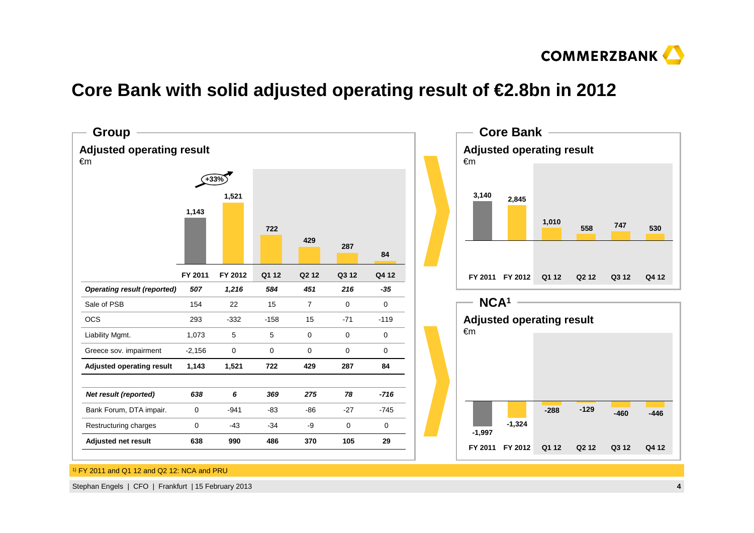# Core Bank with solid adjusted operating result of €2.8bn in 2012

## Group

### Adjusted operating result

€m

+33%

| | FY 2011 | FY 2012 | Q1 12 | Q2 12 | Q3 12 | Q4 12 |
|---|---|---|---|---|---|---|
| *Operating result (reported)* | *507* | *1,216* | *584* | *451* | *216* | *-35* |
| Sale of PSB | 154 | 22 | 15 | 7 | 0 | 0 |
| OCS | 293 | -332 | -158 | 15 | -71 | -119 |
| Liability Mgmt. | 1,073 | 5 | 5 | 0 | 0 | 0 |
| Greece sov. impairment | -2,156 | 0 | 0 | 0 | 0 | 0 |
| **Adjusted operating result** | **1,143** | **1,521** | **722** | **429** | **287** | **84** |
| | | | | | | |
| *Net result (reported)* | *638* | *6* | *369* | *275* | *78* | *-716* |
| Bank Forum, DTA impair. | 0 | -941 | -83 | -86 | -27 | -745 |
| Restructuring charges | 0 | -43 | -34 | -9 | 0 | 0 |
| **Adjusted net result** | **638** | **990** | **486** | **370** | **105** | **29** |

## Core Bank

### Adjusted operating result

€m

| FY 2011 | FY 2012 | Q1 12 | Q2 12 | Q3 12 | Q4 12 |
|---|---|---|---|---|---|
| 3,140 | 2,845 | 1,010 | 558 | 747 | 530 |

## NCA[1]

### Adjusted operating result

€m

| FY 2011 | FY 2012 | Q1 12 | Q2 12 | Q3 12 | Q4 12 |
|---|---|---|---|---|---|
| -1,997 | -1,324 | -288 | -129 | -460 | -446 |

[1] FY 2011 and Q1 12 and Q2 12: NCA and PRU

Stephan Engels | CFO | Frankfurt | 15 February 2013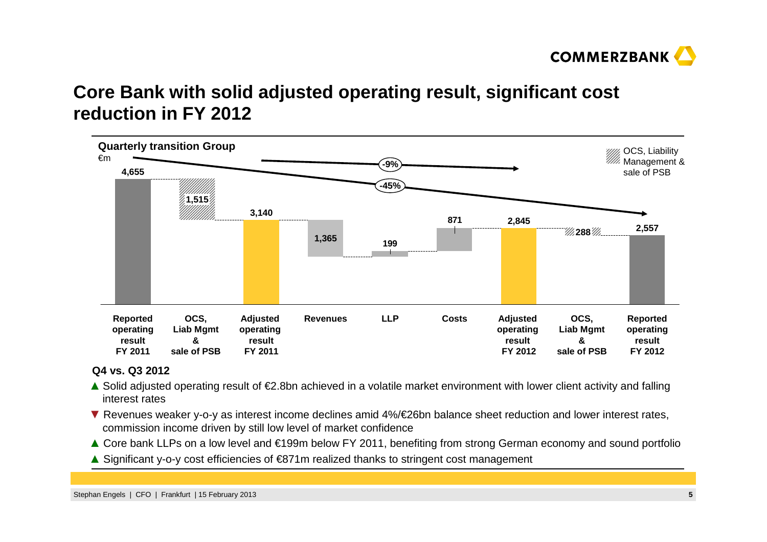# Core Bank with solid adjusted operating result, significant cost reduction in FY 2012

**Quarterly transition Group**

€m

| Reported operating result FY 2011 | OCS, Liab Mgmt & sale of PSB | Adjusted operating result FY 2011 | Revenues | LLP | Costs | Adjusted operating result FY 2012 | OCS, Liab Mgmt & sale of PSB | Reported operating result FY 2012 |
|---|---|---|---|---|---|---|---|---|
| 4,655 | 1,515 | 3,140 | 1,365 | 199 | 871 | 2,845 | 288 | 2,557 |

-9% (Adjusted operating result FY 2011 to FY 2012)

-45% (Reported operating result FY 2011 to FY 2012)

Hatched bars: OCS, Liability Management & sale of PSB

**Q4 vs. Q3 2012**

- ▲ Solid adjusted operating result of €2.8bn achieved in a volatile market environment with lower client activity and falling interest rates
- ▼ Revenues weaker y-o-y as interest income declines amid 4%/€26bn balance sheet reduction and lower interest rates, commission income driven by still low level of market confidence
- ▲ Core bank LLPs on a low level and €199m below FY 2011, benefiting from strong German economy and sound portfolio
- ▲ Significant y-o-y cost efficiencies of €871m realized thanks to stringent cost management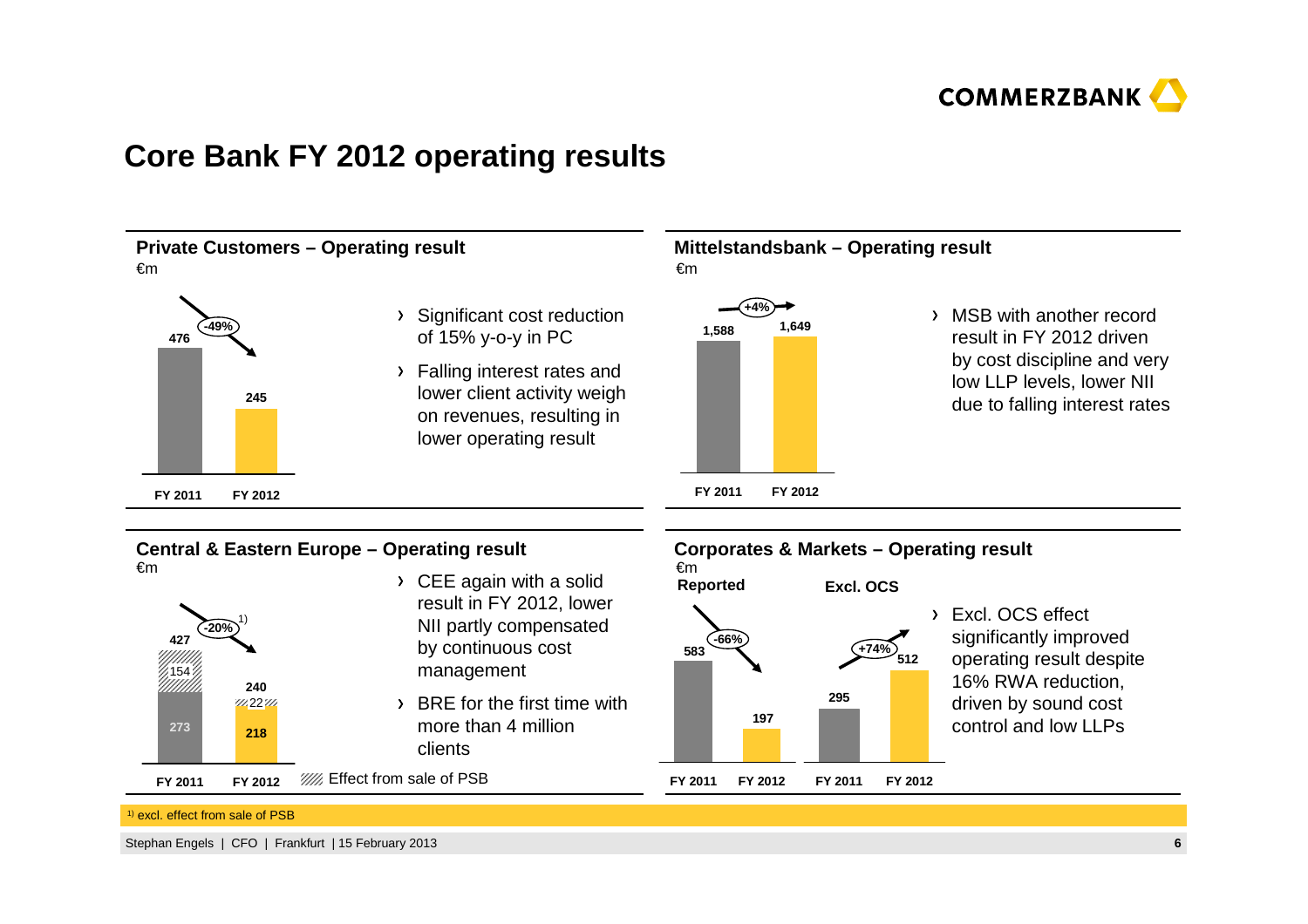# Core Bank FY 2012 operating results

## Private Customers – Operating result

€m

| | FY 2011 | FY 2012 |
|---|---|---|
| Operating result | 476 | 245 |

-49%

- Significant cost reduction of 15% y-o-y in PC
- Falling interest rates and lower client activity weigh on revenues, resulting in lower operating result

## Mittelstandsbank – Operating result

€m

| | FY 2011 | FY 2012 |
|---|---|---|
| Operating result | 1,588 | 1,649 |

+4%

- MSB with another record result in FY 2012 driven by cost discipline and very low LLP levels, lower NII due to falling interest rates

## Central & Eastern Europe – Operating result

€m

| | FY 2011 | FY 2012 |
|---|---|---|
| Operating result | 427 | 240 |
| thereof effect from sale of PSB | 154 | 22 |
| thereof excl. effect from sale of PSB | 273 | 218 |

-20%[1)]

Effect from sale of PSB

- CEE again with a solid result in FY 2012, lower NII partly compensated by continuous cost management
- BRE for the first time with more than 4 million clients

## Corporates & Markets – Operating result

€m

| | Reported FY 2011 | Reported FY 2012 | Excl. OCS FY 2011 | Excl. OCS FY 2012 |
|---|---|---|---|---|
| Operating result | 583 | 197 | 295 | 512 |

Reported: -66%; Excl. OCS: +74%

- Excl. OCS effect significantly improved operating result despite 16% RWA reduction, driven by sound cost control and low LLPs

[1)] excl. effect from sale of PSB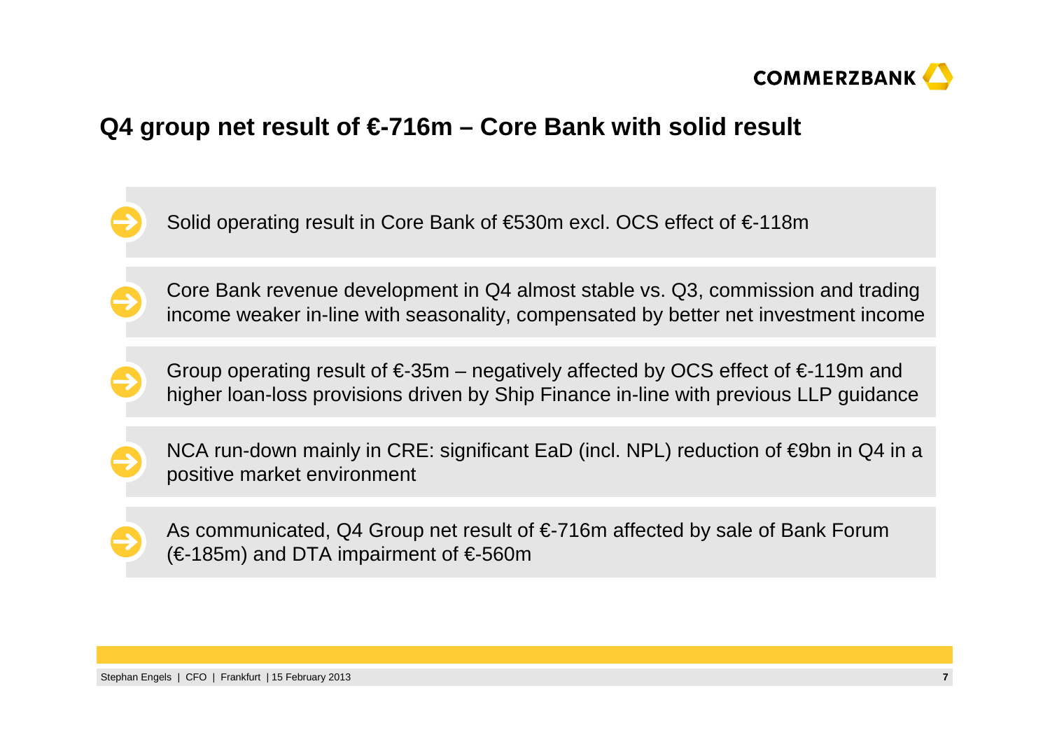# Q4 group net result of €-716m – Core Bank with solid result

- Solid operating result in Core Bank of €530m excl. OCS effect of €-118m
- Core Bank revenue development in Q4 almost stable vs. Q3, commission and trading income weaker in-line with seasonality, compensated by better net investment income
- Group operating result of €-35m – negatively affected by OCS effect of €-119m and higher loan-loss provisions driven by Ship Finance in-line with previous LLP guidance
- NCA run-down mainly in CRE: significant EaD (incl. NPL) reduction of €9bn in Q4 in a positive market environment
- As communicated, Q4 Group net result of €-716m affected by sale of Bank Forum (€-185m) and DTA impairment of €-560m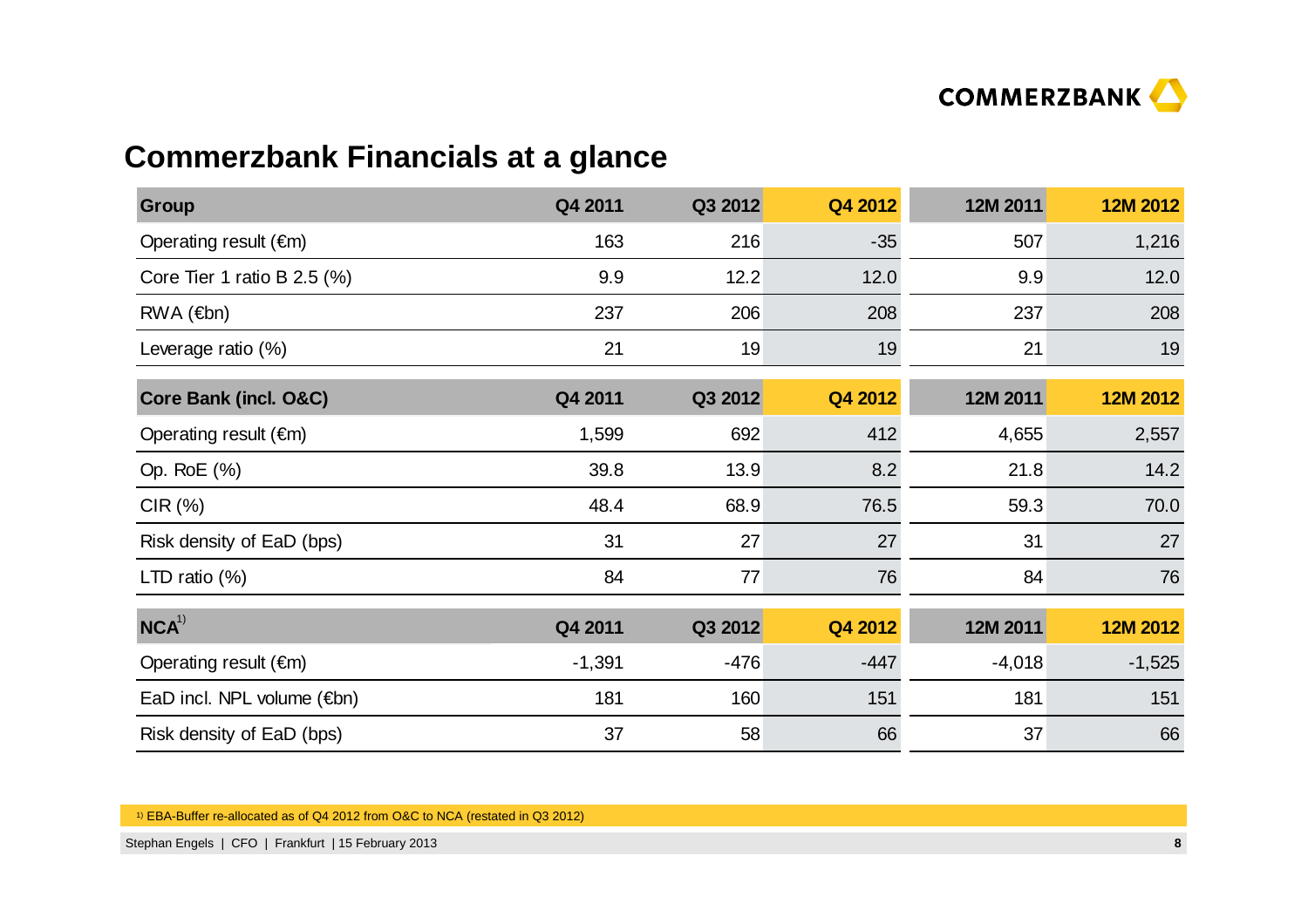# Commerzbank Financials at a glance

| Group | Q4 2011 | Q3 2012 | Q4 2012 | 12M 2011 | 12M 2012 |
|---|---|---|---|---|---|
| Operating result (€m) | 163 | 216 | -35 | 507 | 1,216 |
| Core Tier 1 ratio B 2.5 (%) | 9.9 | 12.2 | 12.0 | 9.9 | 12.0 |
| RWA (€bn) | 237 | 206 | 208 | 237 | 208 |
| Leverage ratio (%) | 21 | 19 | 19 | 21 | 19 |
| **Core Bank (incl. O&C)** | **Q4 2011** | **Q3 2012** | **Q4 2012** | **12M 2011** | **12M 2012** |
| Operating result (€m) | 1,599 | 692 | 412 | 4,655 | 2,557 |
| Op. RoE (%) | 39.8 | 13.9 | 8.2 | 21.8 | 14.2 |
| CIR (%) | 48.4 | 68.9 | 76.5 | 59.3 | 70.0 |
| Risk density of EaD (bps) | 31 | 27 | 27 | 31 | 27 |
| LTD ratio (%) | 84 | 77 | 76 | 84 | 76 |
| **NCA[1)]** | **Q4 2011** | **Q3 2012** | **Q4 2012** | **12M 2011** | **12M 2012** |
| Operating result (€m) | -1,391 | -476 | -447 | -4,018 | -1,525 |
| EaD incl. NPL volume (€bn) | 181 | 160 | 151 | 181 | 151 |
| Risk density of EaD (bps) | 37 | 58 | 66 | 37 | 66 |

[1)] EBA-Buffer re-allocated as of Q4 2012 from O&C to NCA (restated in Q3 2012)

Stephan Engels | CFO | Frankfurt | 15 February 2013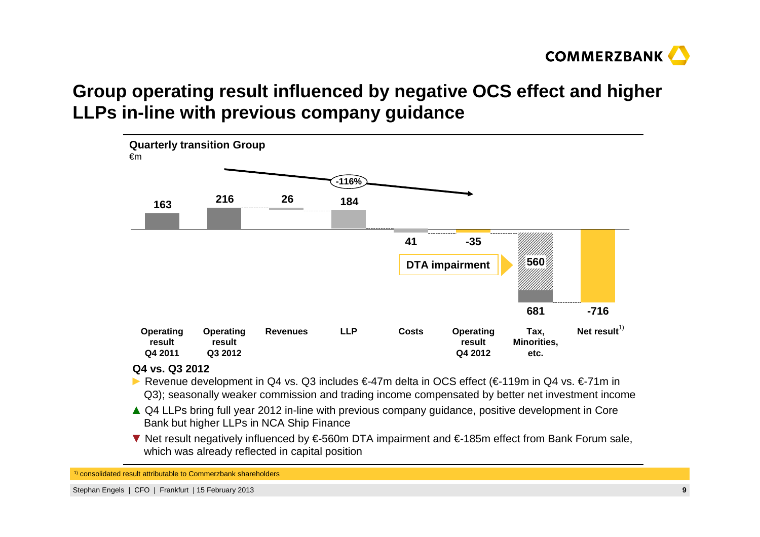# Group operating result influenced by negative OCS effect and higher LLPs in-line with previous company guidance

**Quarterly transition Group**
€m

| Operating result Q4 2011 | Operating result Q3 2012 | Revenues | LLP | Costs | Operating result Q4 2012 | Tax, Minorities, etc. | Net result[1] |
|---|---|---|---|---|---|---|---|
| 163 | 216 | 26 | 184 | 41 | -35 | 681 | -716 |

-116%

DTA impairment: 560

**Q4 vs. Q3 2012**

- ► Revenue development in Q4 vs. Q3 includes €-47m delta in OCS effect (€-119m in Q4 vs. €-71m in Q3); seasonally weaker commission and trading income compensated by better net investment income
- ▲ Q4 LLPs bring full year 2012 in-line with previous company guidance, positive development in Core Bank but higher LLPs in NCA Ship Finance
- ▼ Net result negatively influenced by €-560m DTA impairment and €-185m effect from Bank Forum sale, which was already reflected in capital position

[1] consolidated result attributable to Commerzbank shareholders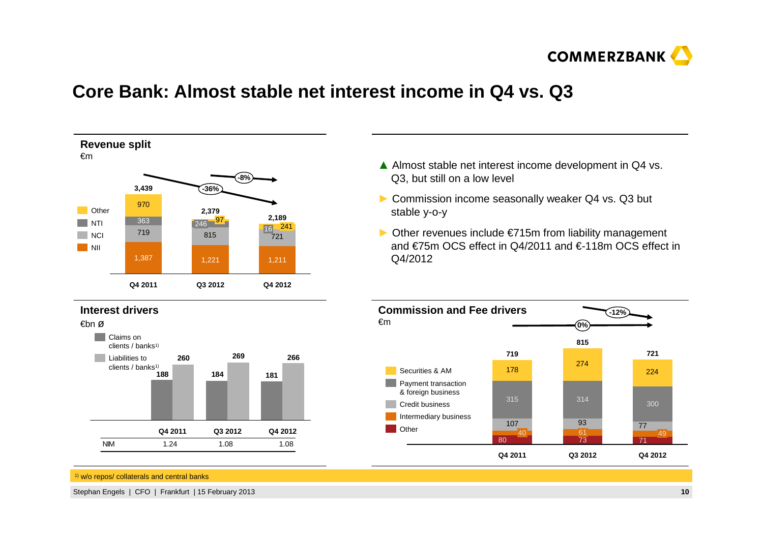# Core Bank: Almost stable net interest income in Q4 vs. Q3

## Revenue split

€m

| | Q4 2011 | Q3 2012 | Q4 2012 |
|---|---|---|---|
| Other | 970 | 97 | 241 |
| NTI | 363 | 246 | 16 |
| NCI | 719 | 815 | 721 |
| NII | 1,387 | 1,221 | 1,211 |
| **Total** | **3,439** | **2,379** | **2,189** |

Change Q4 2011 to Q4 2012: -36%; Q3 2012 to Q4 2012: -8%

- ▲ Almost stable net interest income development in Q4 vs. Q3, but still on a low level
- ► Commission income seasonally weaker Q4 vs. Q3 but stable y-o-y
- ► Other revenues include €715m from liability management and €75m OCS effect in Q4/2011 and €-118m OCS effect in Q4/2012

## Interest drivers

€bn ø

| | Q4 2011 | Q3 2012 | Q4 2012 |
|---|---|---|---|
| Claims on clients / banks[1] | 188 | 184 | 181 |
| Liabilities to clients / banks[1] | 260 | 269 | 266 |
| NIM | 1.24 | 1.08 | 1.08 |

## Commission and Fee drivers

€m

| | Q4 2011 | Q3 2012 | Q4 2012 |
|---|---|---|---|
| Securities & AM | 178 | 274 | 224 |
| Payment transaction & foreign business | 315 | 314 | 300 |
| Credit business | 107 | 93 | 77 |
| Intermediary business | 40 | 61 | 49 |
| Other | 80 | 73 | 71 |
| **Total** | **719** | **815** | **721** |

Change Q4 2011 to Q4 2012: 0%; Q3 2012 to Q4 2012: -12%

[1] w/o repos/ collaterals and central banks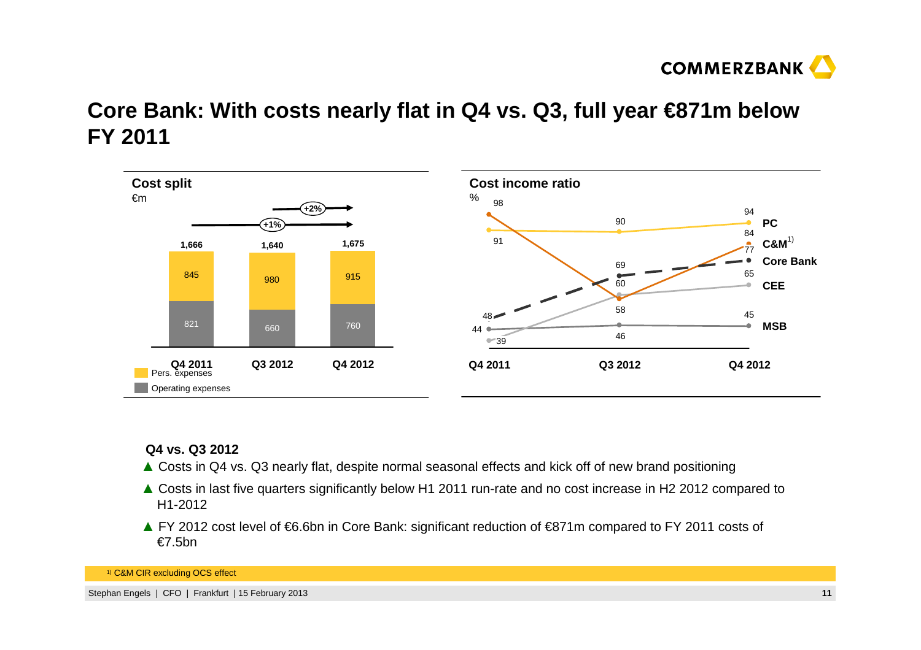# Core Bank: With costs nearly flat in Q4 vs. Q3, full year €871m below FY 2011

## Cost split

€m

| | Q4 2011 | Q3 2012 | Q4 2012 |
|---|---|---|---|
| Pers. expenses | 845 | 980 | 915 |
| Operating expenses | 821 | 660 | 760 |
| Total | 1,666 | 1,640 | 1,675 |

Q4 2011 → Q4 2012: +1%; Q3 2012 → Q4 2012: +2%

## Cost income ratio

%

| | Q4 2011 | Q3 2012 | Q4 2012 |
|---|---|---|---|
| PC | 91 | 90 | 94 |
| C&M[1] | 98 | 58 | 84 |
| Core Bank | 48 | 69 | 77 |
| CEE | 39 | 60 | 65 |
| MSB | 44 | 46 | 45 |

### Q4 vs. Q3 2012

- Costs in Q4 vs. Q3 nearly flat, despite normal seasonal effects and kick off of new brand positioning
- Costs in last five quarters significantly below H1 2011 run-rate and no cost increase in H2 2012 compared to H1-2012
- FY 2012 cost level of €6.6bn in Core Bank: significant reduction of €871m compared to FY 2011 costs of €7.5bn

[1] C&M CIR excluding OCS effect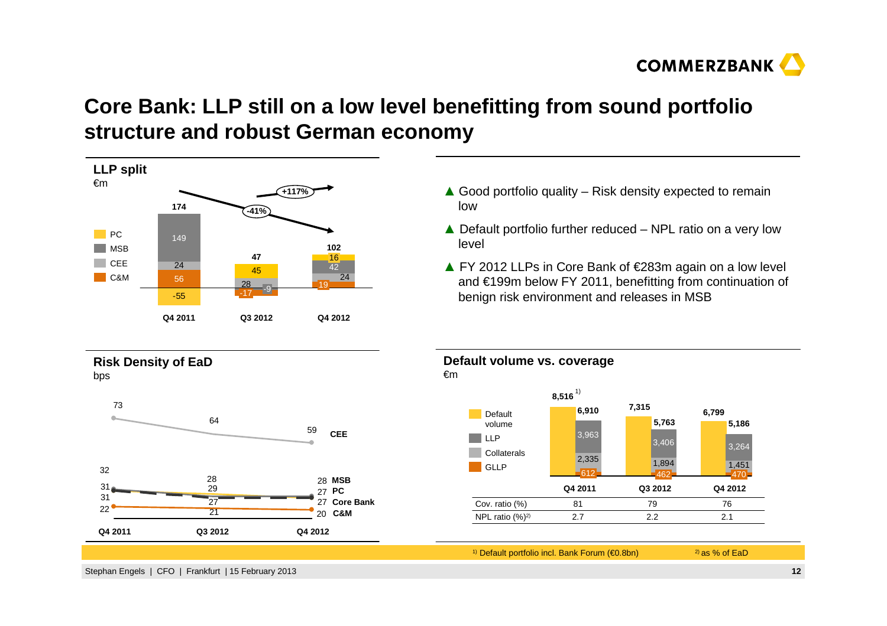# Core Bank: LLP still on a low level benefitting from sound portfolio structure and robust German economy

## LLP split

€m

| | Q4 2011 | Q3 2012 | Q4 2012 |
|---|---|---|---|
| PC | -55 | 45 | 16 |
| MSB | 149 | -9 | 42 |
| CEE | 24 | 28 | 24 |
| C&M | 56 | -17 | 19 |
| **Total** | **174** | **47** | **102** |

-41% (Q4 2011 to Q3 2012); +117% (Q3 2012 to Q4 2012)

- ▲ Good portfolio quality – Risk density expected to remain low
- ▲ Default portfolio further reduced – NPL ratio on a very low level
- ▲ FY 2012 LLPs in Core Bank of €283m again on a low level and €199m below FY 2011, benefitting from continuation of benign risk environment and releases in MSB

## Risk Density of EaD

bps

| | Q4 2011 | Q3 2012 | Q4 2012 |
|---|---|---|---|
| CEE | 73 | 64 | 59 |
| MSB | 32 | 28 | 28 |
| PC | 31 | 29 | 27 |
| Core Bank | 31 | 27 | 27 |
| C&M | 22 | 21 | 20 |

## Default volume vs. coverage

€m

| | Q4 2011 | Q3 2012 | Q4 2012 |
|---|---|---|---|
| Default volume | 8,516 [1] | 7,315 | 6,799 |
| LLP | 3,963 | 3,406 | 3,264 |
| Collaterals | 2,335 | 1,894 | 1,451 |
| GLLP | 612 | 462 | 470 |
| Total coverage | 6,910 | 5,763 | 5,186 |
| Cov. ratio (%) | 81 | 79 | 76 |
| NPL ratio (%)[2] | 2.7 | 2.2 | 2.1 |

[1] Default portfolio incl. Bank Forum (€0.8bn)

[2] as % of EaD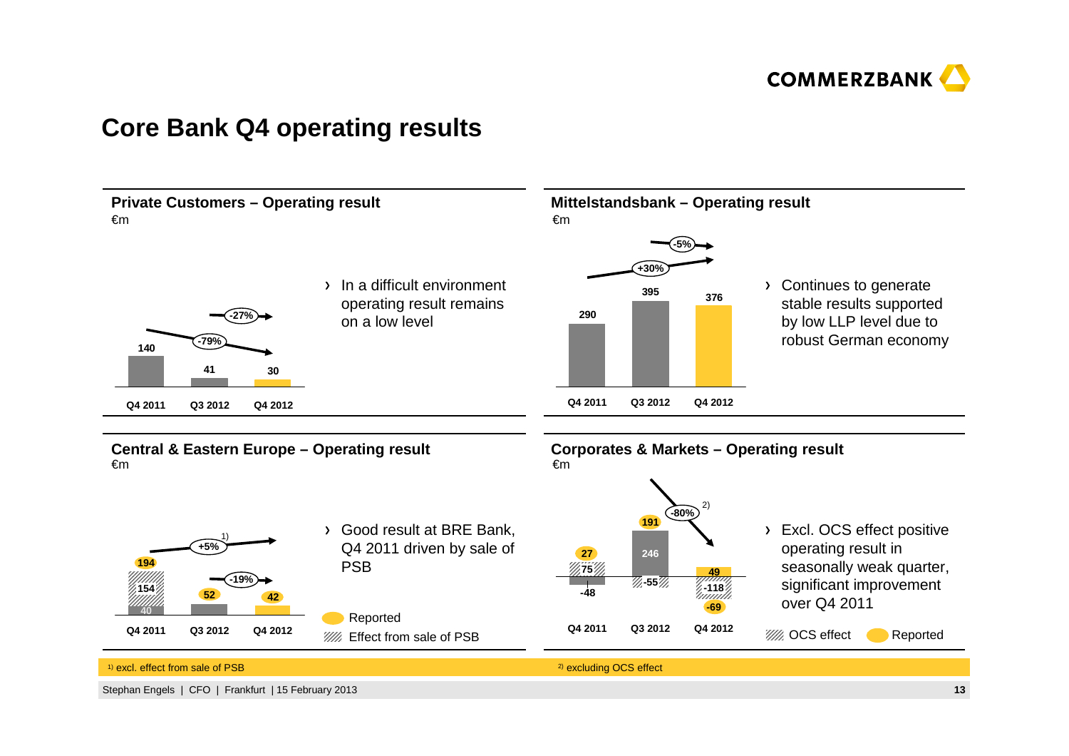# Core Bank Q4 operating results

## Private Customers – Operating result

€m

| | Q4 2011 | Q3 2012 | Q4 2012 |
|---|---|---|---|
| Operating result | 140 | 41 | 30 |

Change: -79% (Q4 2011 to Q4 2012); -27% (Q3 2012 to Q4 2012)

- In a difficult environment operating result remains on a low level

## Mittelstandsbank – Operating result

€m

| | Q4 2011 | Q3 2012 | Q4 2012 |
|---|---|---|---|
| Operating result | 290 | 395 | 376 |

Change: +30% (Q4 2011 to Q4 2012); -5% (Q3 2012 to Q4 2012)

- Continues to generate stable results supported by low LLP level due to robust German economy

## Central & Eastern Europe – Operating result

€m

| | Q4 2011 | Q3 2012 | Q4 2012 |
|---|---|---|---|
| Reported | 194 | 52 | 42 |
| Effect from sale of PSB | 154 | | |
| Excl. effect from sale of PSB | 40 | | |

Change: +5%[1] (Q4 2011 to Q4 2012); -19% (Q3 2012 to Q4 2012)

- Good result at BRE Bank, Q4 2011 driven by sale of PSB

## Corporates & Markets – Operating result

€m

| | Q4 2011 | Q3 2012 | Q4 2012 |
|---|---|---|---|
| Reported | 27 | 191 | -69 |
| OCS effect | -48 | -55 | -118 |
| Excluding OCS effect | 75 | 246 | 49 |

Change: -80%[2] (Q3 2012 to Q4 2012)

- Excl. OCS effect positive operating result in seasonally weak quarter, significant improvement over Q4 2011

[1] excl. effect from sale of PSB

[2] excluding OCS effect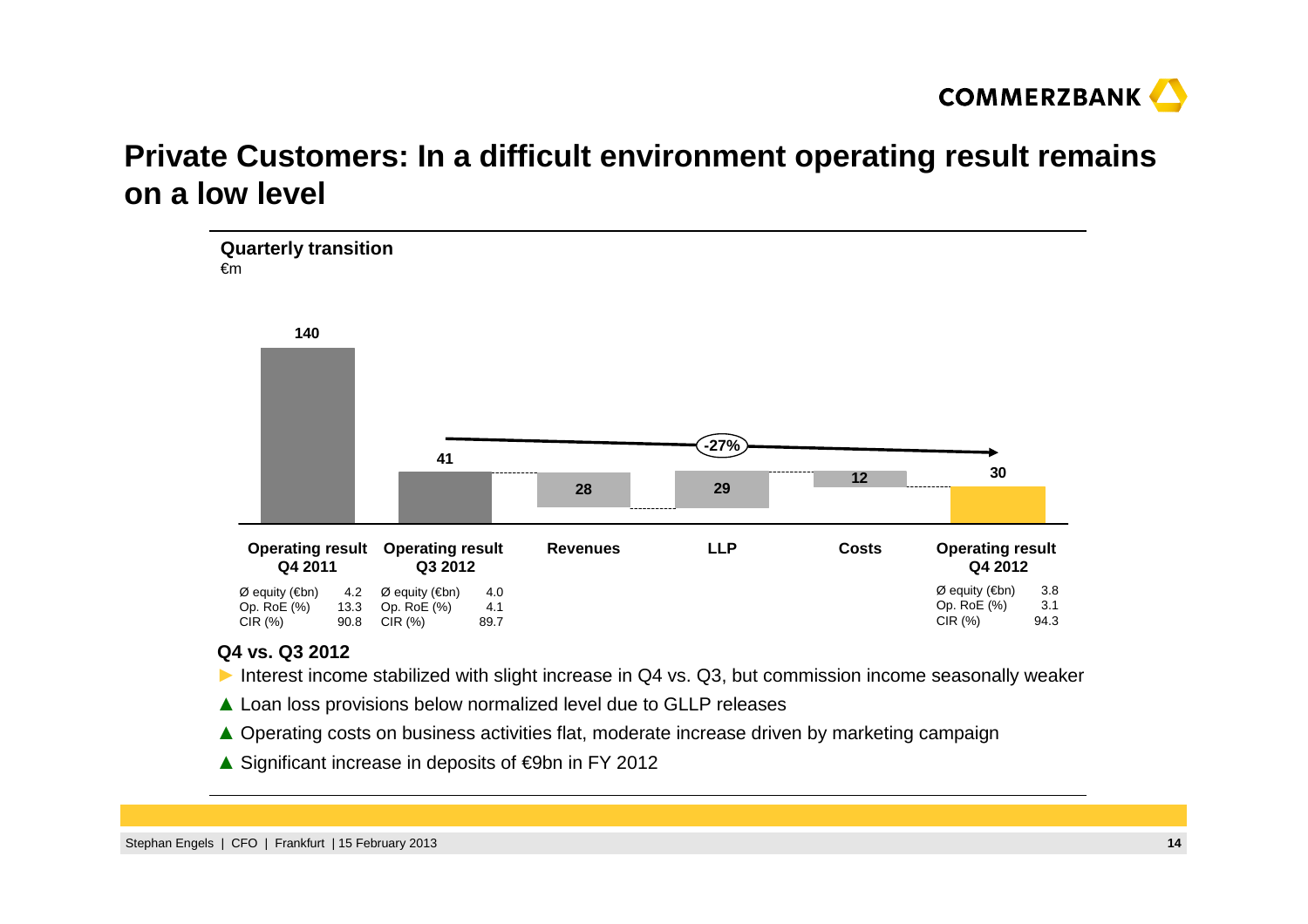# Private Customers: In a difficult environment operating result remains on a low level

**Quarterly transition**
€m

| | Operating result Q4 2011 | Operating result Q3 2012 | Revenues | LLP | Costs | Operating result Q4 2012 |
|---|---|---|---|---|---|---|
| €m | 140 | 41 | 28 | 29 | 12 | 30 |

-27%

| | Q4 2011 | Q3 2012 | Q4 2012 |
|---|---|---|---|
| Ø equity (€bn) | 4.2 | 4.0 | 3.8 |
| Op. RoE (%) | 13.3 | 4.1 | 3.1 |
| CIR (%) | 90.8 | 89.7 | 94.3 |

**Q4 vs. Q3 2012**

- ► Interest income stabilized with slight increase in Q4 vs. Q3, but commission income seasonally weaker
- ▲ Loan loss provisions below normalized level due to GLLP releases
- ▲ Operating costs on business activities flat, moderate increase driven by marketing campaign
- ▲ Significant increase in deposits of €9bn in FY 2012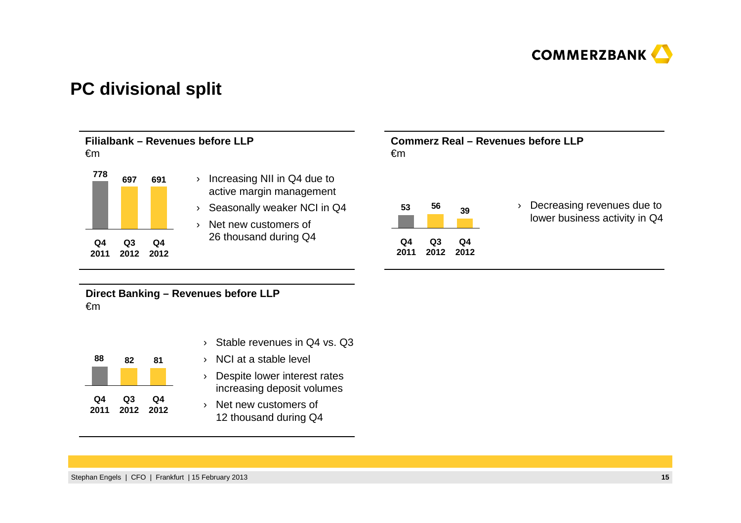# PC divisional split

## Filialbank – Revenues before LLP

€m

| Q4 2011 | Q3 2012 | Q4 2012 |
|---|---|---|
| 778 | 697 | 691 |

- Increasing NII in Q4 due to active margin management
- Seasonally weaker NCI in Q4
- Net new customers of 26 thousand during Q4

## Commerz Real – Revenues before LLP

€m

| Q4 2011 | Q3 2012 | Q4 2012 |
|---|---|---|
| 53 | 56 | 39 |

- Decreasing revenues due to lower business activity in Q4

## Direct Banking – Revenues before LLP

€m

| Q4 2011 | Q3 2012 | Q4 2012 |
|---|---|---|
| 88 | 82 | 81 |

- Stable revenues in Q4 vs. Q3
- NCI at a stable level
- Despite lower interest rates increasing deposit volumes
- Net new customers of 12 thousand during Q4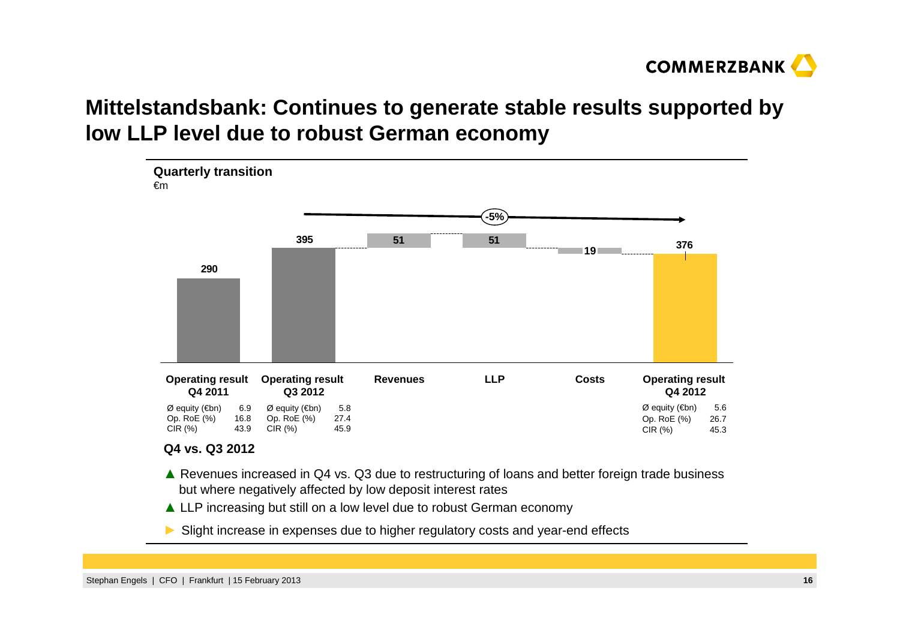# Mittelstandsbank: Continues to generate stable results supported by low LLP level due to robust German economy

**Quarterly transition**
€m

| | Operating result Q4 2011 | Operating result Q3 2012 | Revenues | LLP | Costs | Operating result Q4 2012 |
|---|---|---|---|---|---|---|
| €m | 290 | 395 | 51 | 51 | 19 | 376 |

-5% (Operating result Q3 2012 to Q4 2012)

| | Operating result Q4 2011 | Operating result Q3 2012 | Operating result Q4 2012 |
|---|---|---|---|
| Ø equity (€bn) | 6.9 | 5.8 | 5.6 |
| Op. RoE (%) | 16.8 | 27.4 | 26.7 |
| CIR (%) | 43.9 | 45.9 | 45.3 |

**Q4 vs. Q3 2012**

- ▲ Revenues increased in Q4 vs. Q3 due to restructuring of loans and better foreign trade business but where negatively affected by low deposit interest rates
- ▲ LLP increasing but still on a low level due to robust German economy
- ► Slight increase in expenses due to higher regulatory costs and year-end effects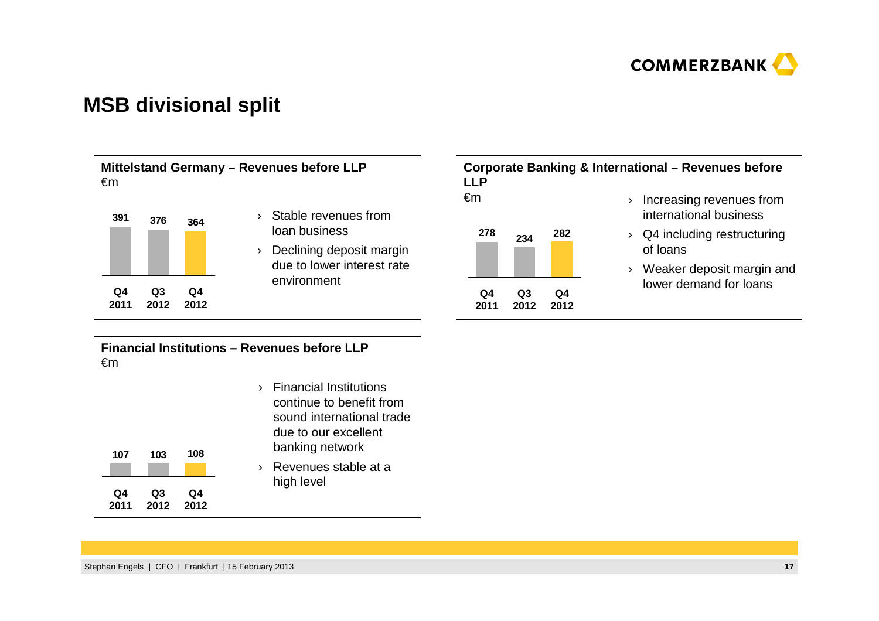# MSB divisional split

## Mittelstand Germany – Revenues before LLP

€m

| Q4 2011 | Q3 2012 | Q4 2012 |
|---|---|---|
| 391 | 376 | 364 |

- Stable revenues from loan business
- Declining deposit margin due to lower interest rate environment

## Corporate Banking & International – Revenues before LLP

€m

| Q4 2011 | Q3 2012 | Q4 2012 |
|---|---|---|
| 278 | 234 | 282 |

- Increasing revenues from international business
- Q4 including restructuring of loans
- Weaker deposit margin and lower demand for loans

## Financial Institutions – Revenues before LLP

€m

| Q4 2011 | Q3 2012 | Q4 2012 |
|---|---|---|
| 107 | 103 | 108 |

- Financial Institutions continue to benefit from sound international trade due to our excellent banking network
- Revenues stable at a high level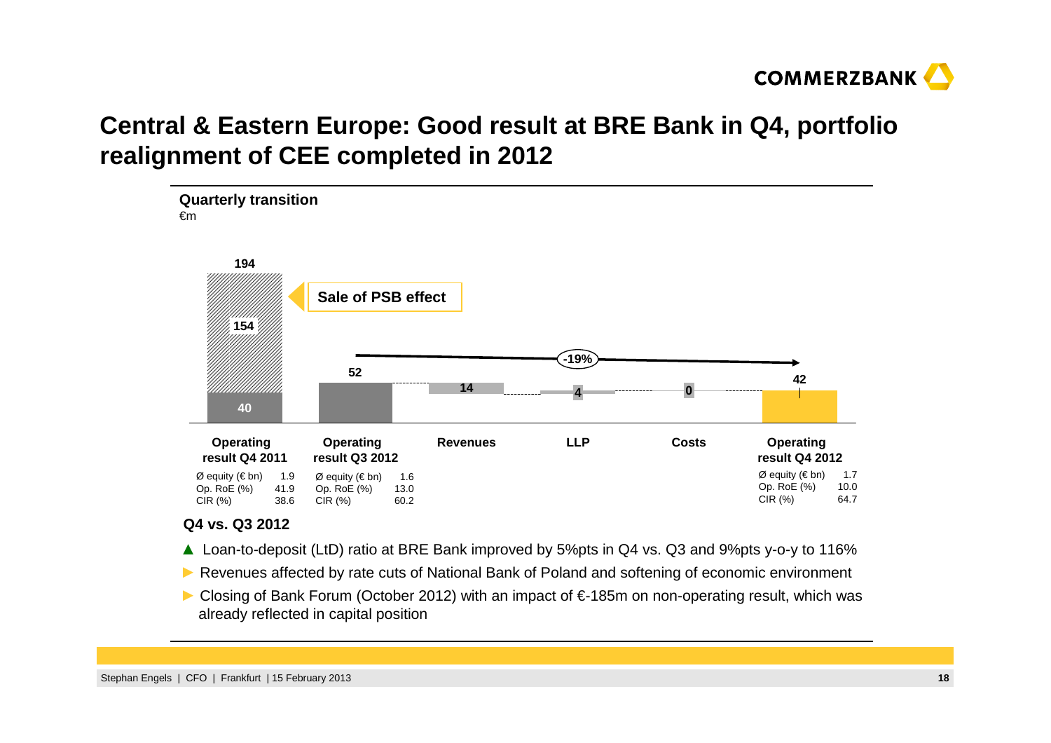# Central & Eastern Europe: Good result at BRE Bank in Q4, portfolio realignment of CEE completed in 2012

**Quarterly transition**
€m

| | Operating result Q4 2011 | Operating result Q3 2012 | Revenues | LLP | Costs | Operating result Q4 2012 |
|---|---|---|---|---|---|---|
| €m | 194 (40 + 154 Sale of PSB effect) | 52 | 14 | 4 | 0 | 42 |
| Ø equity (€ bn) | 1.9 | 1.6 | | | | 1.7 |
| Op. RoE (%) | 41.9 | 13.0 | | | | 10.0 |
| CIR (%) | 38.6 | 60.2 | | | | 64.7 |

Operating result Q3 2012 to Q4 2012: -19%

**Q4 vs. Q3 2012**

- ▲ Loan-to-deposit (LtD) ratio at BRE Bank improved by 5%pts in Q4 vs. Q3 and 9%pts y-o-y to 116%
- ► Revenues affected by rate cuts of National Bank of Poland and softening of economic environment
- ► Closing of Bank Forum (October 2012) with an impact of €-185m on non-operating result, which was already reflected in capital position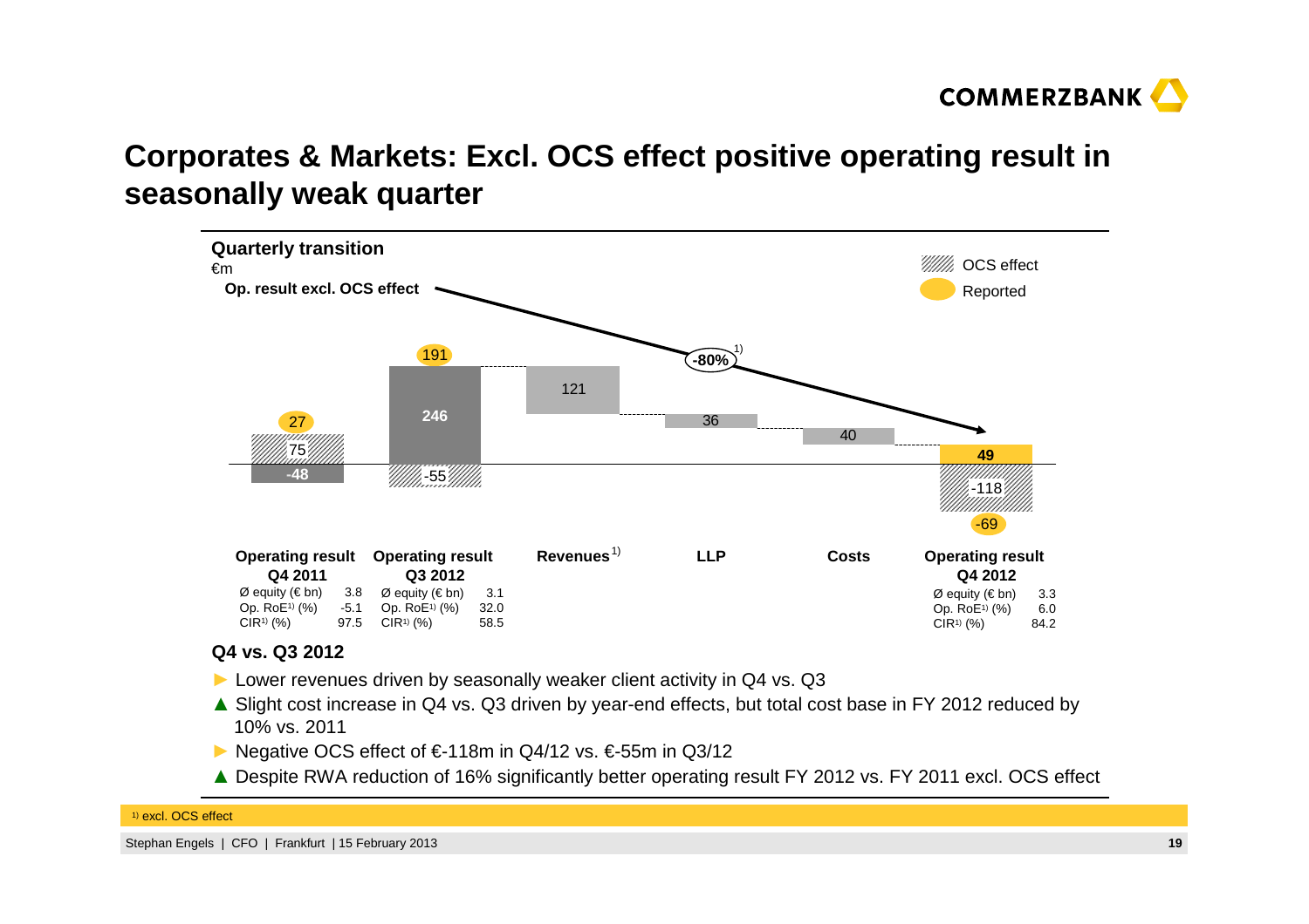# Corporates & Markets: Excl. OCS effect positive operating result in seasonally weak quarter

**Quarterly transition**

€m

**Op. result excl. OCS effect** → **-80%**[1]

OCS effect / Reported

| | Operating result Q4 2011 | Operating result Q3 2012 | Revenues[1] | LLP | Costs | Operating result Q4 2012 |
|---|---|---|---|---|---|---|
| Reported | 27 | 191 | | | | -69 |
| Op. result excl. OCS effect | -48 | 246 | 121 | 36 | 40 | 49 |
| OCS effect | 75 | -55 | | | | -118 |

| | Operating result Q4 2011 | Operating result Q3 2012 | Operating result Q4 2012 |
|---|---|---|---|
| Ø equity (€ bn) | 3.8 | 3.1 | 3.3 |
| Op. RoE[1] (%) | -5.1 | 32.0 | 6.0 |
| CIR[1] (%) | 97.5 | 58.5 | 84.2 |

**Q4 vs. Q3 2012**

- ► Lower revenues driven by seasonally weaker client activity in Q4 vs. Q3
- ▲ Slight cost increase in Q4 vs. Q3 driven by year-end effects, but total cost base in FY 2012 reduced by 10% vs. 2011
- ► Negative OCS effect of €-118m in Q4/12 vs. €-55m in Q3/12
- ▲ Despite RWA reduction of 16% significantly better operating result FY 2012 vs. FY 2011 excl. OCS effect

[1] excl. OCS effect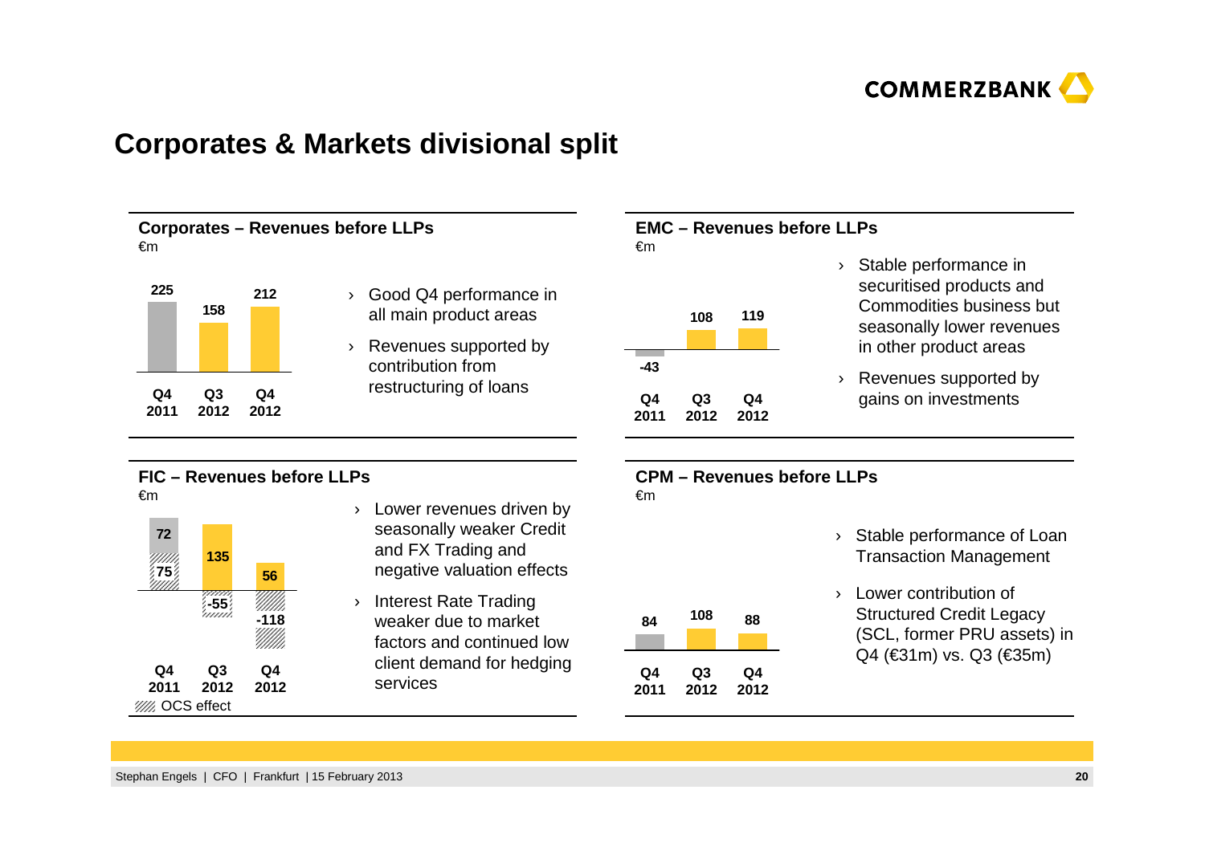# Corporates & Markets divisional split

## Corporates – Revenues before LLPs

€m

| Q4 2011 | Q3 2012 | Q4 2012 |
|---|---|---|
| 225 | 158 | 212 |

- Good Q4 performance in all main product areas
- Revenues supported by contribution from restructuring of loans

## EMC – Revenues before LLPs

€m

| Q4 2011 | Q3 2012 | Q4 2012 |
|---|---|---|
| -43 | 108 | 119 |

- Stable performance in securitised products and Commodities business but seasonally lower revenues in other product areas
- Revenues supported by gains on investments

## FIC – Revenues before LLPs

€m

| | Q4 2011 | Q3 2012 | Q4 2012 |
|---|---|---|---|
| Revenues | 72 | 135 | 56 |
| OCS effect | 75 | -55 | -118 |

OCS effect

- Lower revenues driven by seasonally weaker Credit and FX Trading and negative valuation effects
- Interest Rate Trading weaker due to market factors and continued low client demand for hedging services

## CPM – Revenues before LLPs

€m

| Q4 2011 | Q3 2012 | Q4 2012 |
|---|---|---|
| 84 | 108 | 88 |

- Stable performance of Loan Transaction Management
- Lower contribution of Structured Credit Legacy (SCL, former PRU assets) in Q4 (€31m) vs. Q3 (€35m)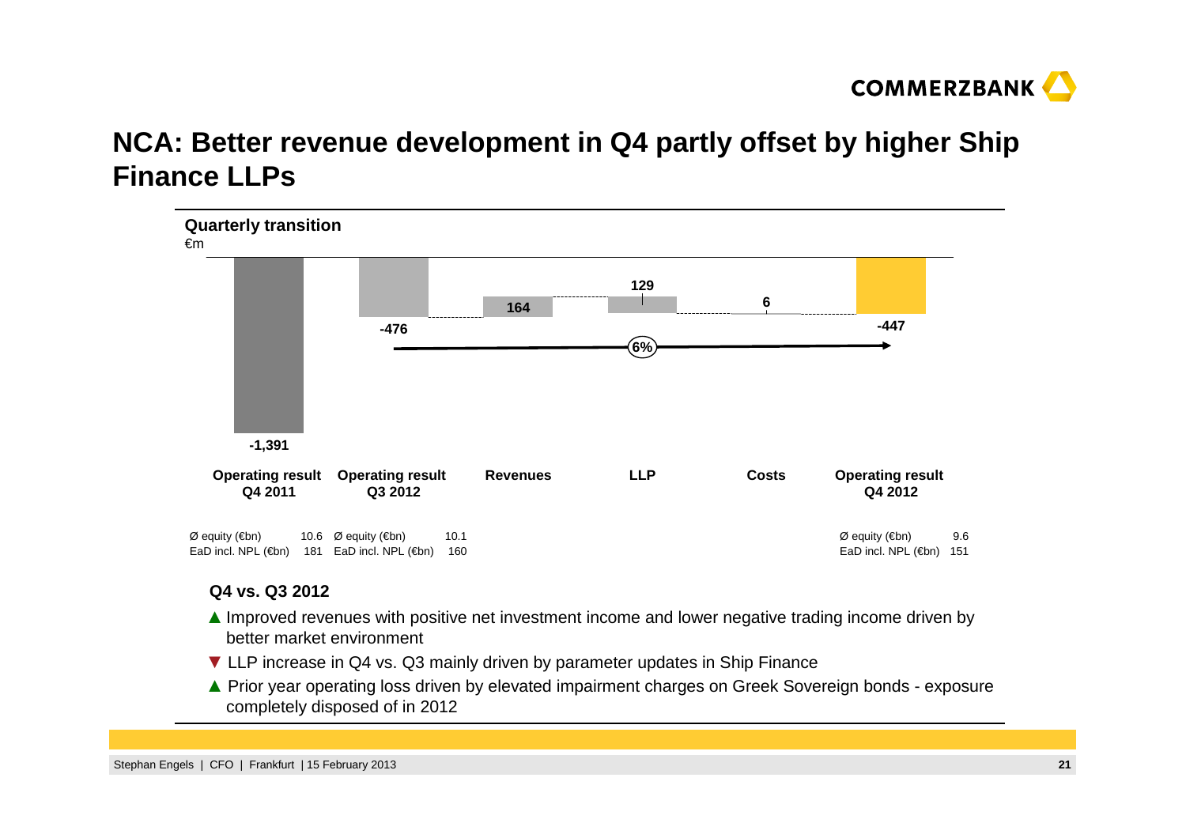# NCA: Better revenue development in Q4 partly offset by higher Ship Finance LLPs

**Quarterly transition**

€m

| Operating result Q4 2011 | Operating result Q3 2012 | Revenues | LLP | Costs | Operating result Q4 2012 |
|---|---|---|---|---|---|
| -1,391 | -476 | 164 | 129 | 6 | -447 |

6% (Operating result Q3 2012 to Q4 2012)

| | Q4 2011 | Q3 2012 | Q4 2012 |
|---|---|---|---|
| Ø equity (€bn) | 10.6 | 10.1 | 9.6 |
| EaD incl. NPL (€bn) | 181 | 160 | 151 |

**Q4 vs. Q3 2012**

- ▲ Improved revenues with positive net investment income and lower negative trading income driven by better market environment
- ▼ LLP increase in Q4 vs. Q3 mainly driven by parameter updates in Ship Finance
- ▲ Prior year operating loss driven by elevated impairment charges on Greek Sovereign bonds - exposure completely disposed of in 2012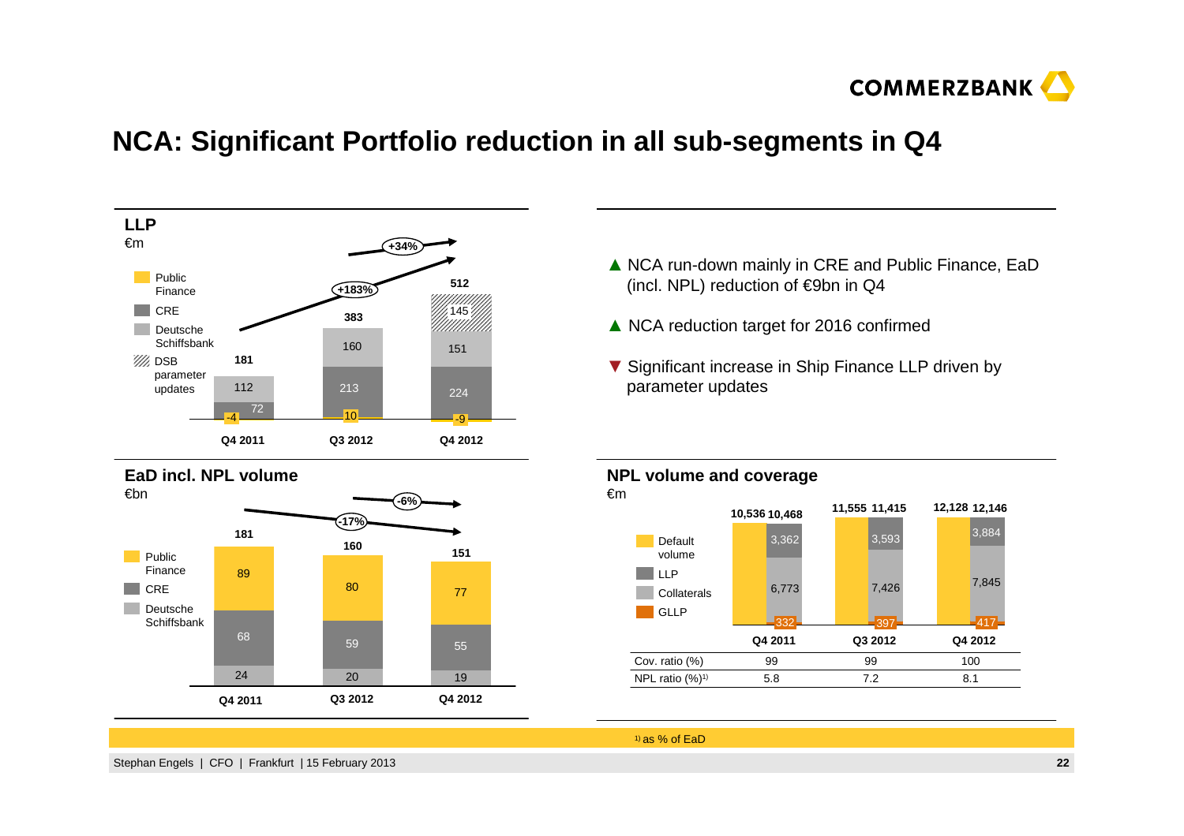# NCA: Significant Portfolio reduction in all sub-segments in Q4

## LLP

€m

| | Q4 2011 | Q3 2012 | Q4 2012 |
|---|---|---|---|
| Public Finance | -4 | 10 | -9 |
| CRE | 72 | 213 | 224 |
| Deutsche Schiffsbank | 112 | 160 | 151 |
| DSB parameter updates | | | 145 |
| **Total** | **181** | **383** | **512** |

+183% (Q4 2011 to Q4 2012); +34% (Q3 2012 to Q4 2012)

- ▲ NCA run-down mainly in CRE and Public Finance, EaD (incl. NPL) reduction of €9bn in Q4
- ▲ NCA reduction target for 2016 confirmed
- ▼ Significant increase in Ship Finance LLP driven by parameter updates

## EaD incl. NPL volume

€bn

| | Q4 2011 | Q3 2012 | Q4 2012 |
|---|---|---|---|
| Public Finance | 89 | 80 | 77 |
| CRE | 68 | 59 | 55 |
| Deutsche Schiffsbank | 24 | 20 | 19 |
| **Total** | **181** | **160** | **151** |

-17% (Q4 2011 to Q4 2012); -6% (Q3 2012 to Q4 2012)

## NPL volume and coverage

€m

| | Q4 2011 | Q3 2012 | Q4 2012 |
|---|---|---|---|
| Default volume | 10,536 | 11,555 | 12,128 |
| LLP | 3,362 | 3,593 | 3,884 |
| Collaterals | 6,773 | 7,426 | 7,845 |
| GLLP | 332 | 397 | 417 |
| Total (LLP + Collaterals + GLLP) | 10,468 | 11,415 | 12,146 |
| Cov. ratio (%) | 99 | 99 | 100 |
| NPL ratio (%)[1] | 5.8 | 7.2 | 8.1 |

[1] as % of EaD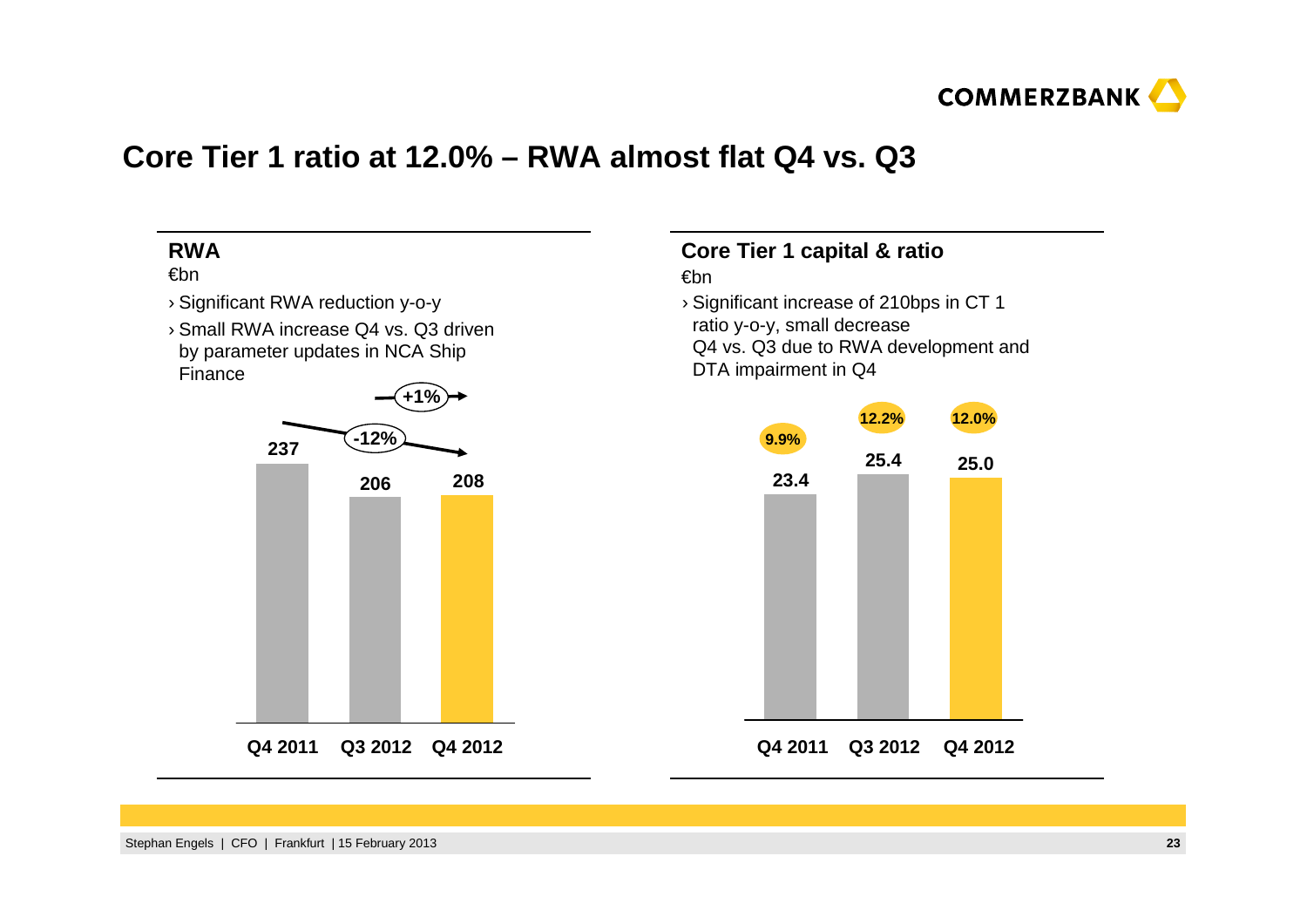# Core Tier 1 ratio at 12.0% – RWA almost flat Q4 vs. Q3

## RWA

€bn

- Significant RWA reduction y-o-y
- Small RWA increase Q4 vs. Q3 driven by parameter updates in NCA Ship Finance

| | Q4 2011 | Q3 2012 | Q4 2012 |
|---|---|---|---|
| RWA (€bn) | 237 | 206 | 208 |

-12% (Q4 2011 to Q4 2012)

+1% (Q3 2012 to Q4 2012)

## Core Tier 1 capital & ratio

€bn

- Significant increase of 210bps in CT 1 ratio y-o-y, small decrease Q4 vs. Q3 due to RWA development and DTA impairment in Q4

| | Q4 2011 | Q3 2012 | Q4 2012 |
|---|---|---|---|
| Core Tier 1 capital (€bn) | 23.4 | 25.4 | 25.0 |
| Core Tier 1 ratio | 9.9% | 12.2% | 12.0% |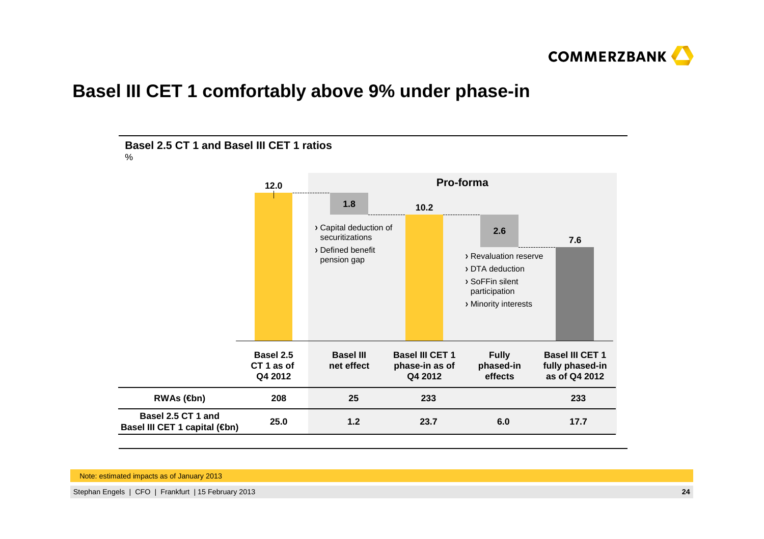# Basel III CET 1 comfortably above 9% under phase-in

**Basel 2.5 CT 1 and Basel III CET 1 ratios**

%

**Pro-forma**

| | Basel 2.5 CT 1 as of Q4 2012 | Basel III net effect | Basel III CET 1 phase-in as of Q4 2012 | Fully phased-in effects | Basel III CET 1 fully phased-in as of Q4 2012 |
|---|---|---|---|---|---|
| Ratio (%) | 12.0 | 1.8 | 10.2 | 2.6 | 7.6 |
| **RWAs (€bn)** | 208 | 25 | 233 | | 233 |
| **Basel 2.5 CT 1 and Basel III CET 1 capital (€bn)** | 25.0 | 1.2 | 23.7 | 6.0 | 17.7 |

Basel III net effect:

- › Capital deduction of securitizations
- › Defined benefit pension gap

Fully phased-in effects:

- › Revaluation reserve
- › DTA deduction
- › SoFFin silent participation
- › Minority interests

Note: estimated impacts as of January 2013

Stephan Engels | CFO | Frankfurt | 15 February 2013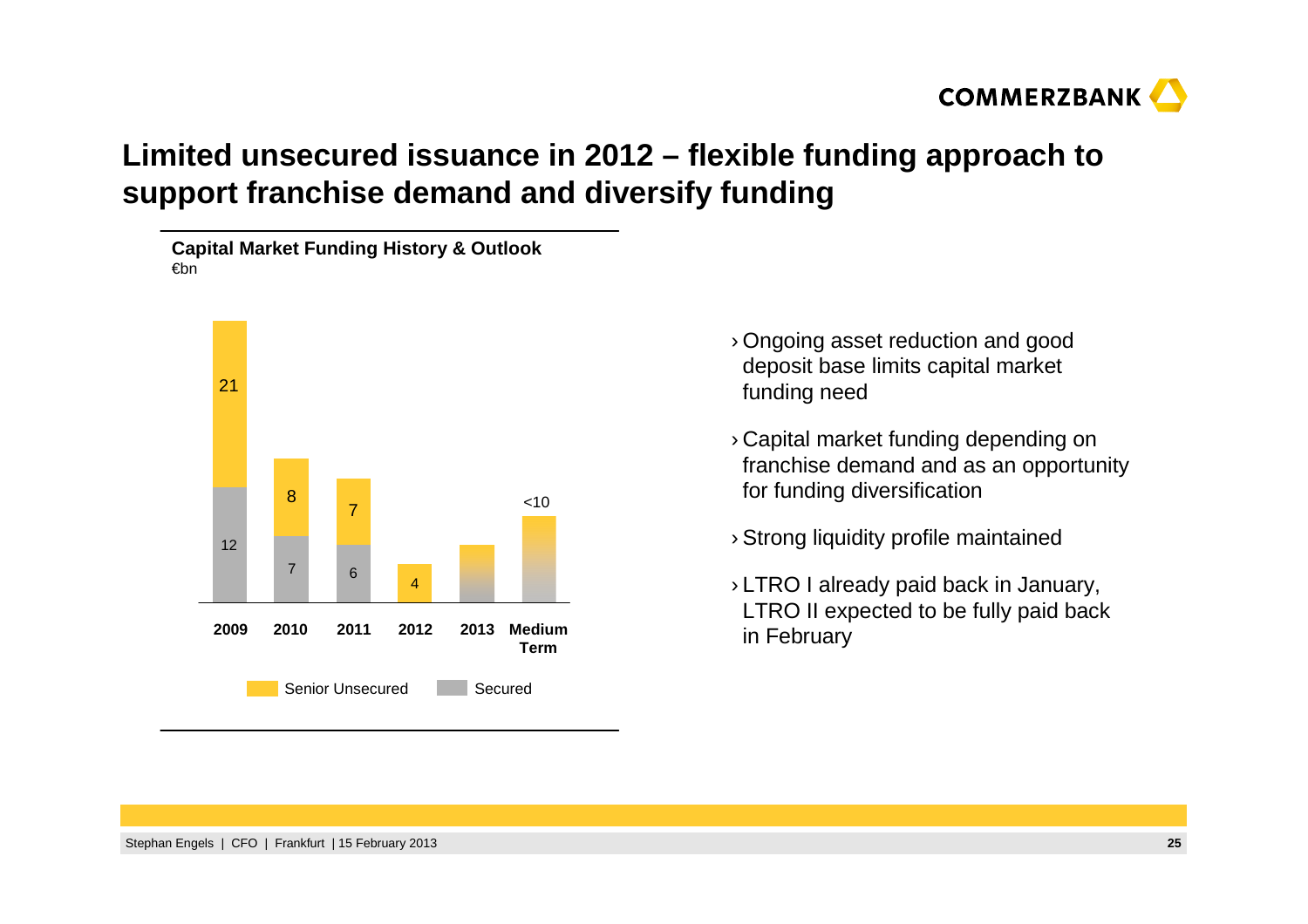# Limited unsecured issuance in 2012 – flexible funding approach to support franchise demand and diversify funding

**Capital Market Funding History & Outlook**
€bn

| | 2009 | 2010 | 2011 | 2012 | 2013 | Medium Term |
|---|---|---|---|---|---|---|
| Senior Unsecured | 21 | 8 | 7 | 4 | | |
| Secured | 12 | 7 | 6 | | | |
| Total | | | | | | <10 |

- Ongoing asset reduction and good deposit base limits capital market funding need
- Capital market funding depending on franchise demand and as an opportunity for funding diversification
- Strong liquidity profile maintained
- LTRO I already paid back in January, LTRO II expected to be fully paid back in February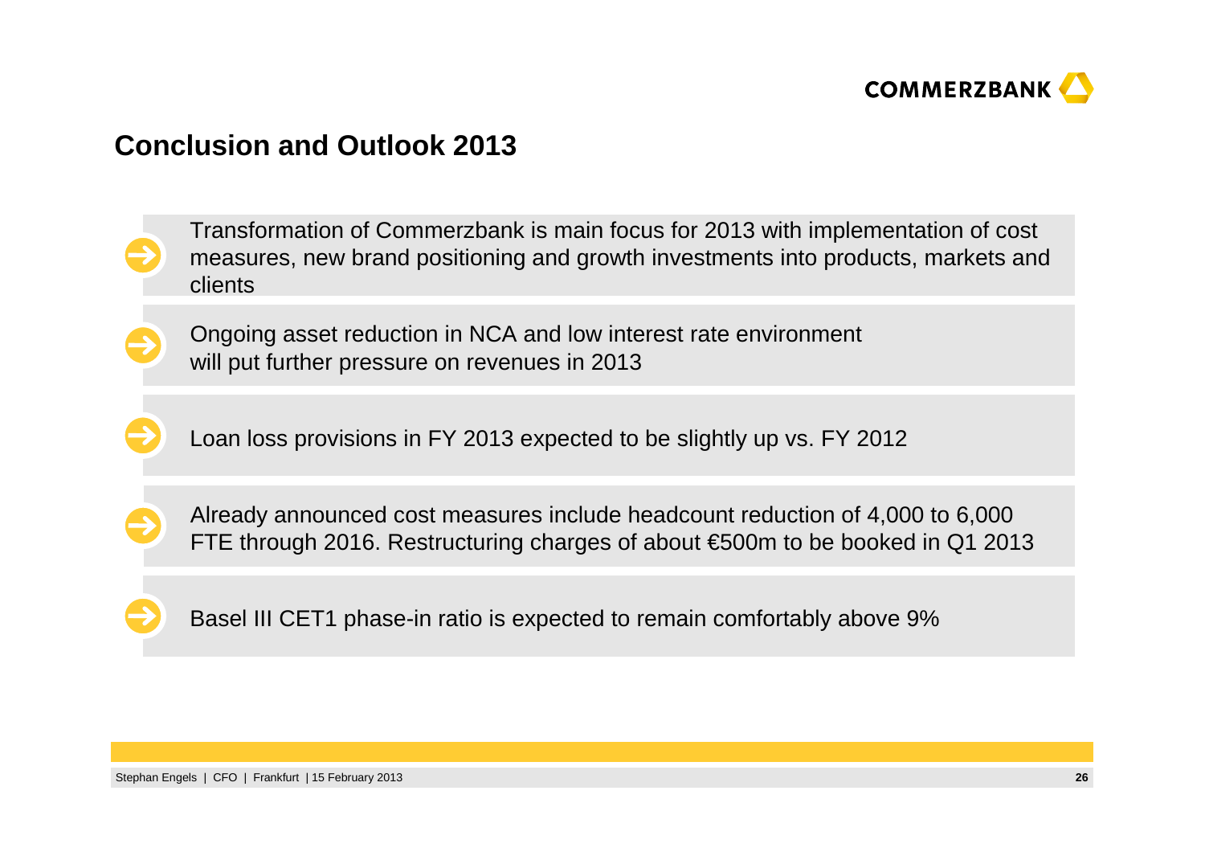# Conclusion and Outlook 2013

- Transformation of Commerzbank is main focus for 2013 with implementation of cost measures, new brand positioning and growth investments into products, markets and clients
- Ongoing asset reduction in NCA and low interest rate environment will put further pressure on revenues in 2013
- Loan loss provisions in FY 2013 expected to be slightly up vs. FY 2012
- Already announced cost measures include headcount reduction of 4,000 to 6,000 FTE through 2016. Restructuring charges of about €500m to be booked in Q1 2013
- Basel III CET1 phase-in ratio is expected to remain comfortably above 9%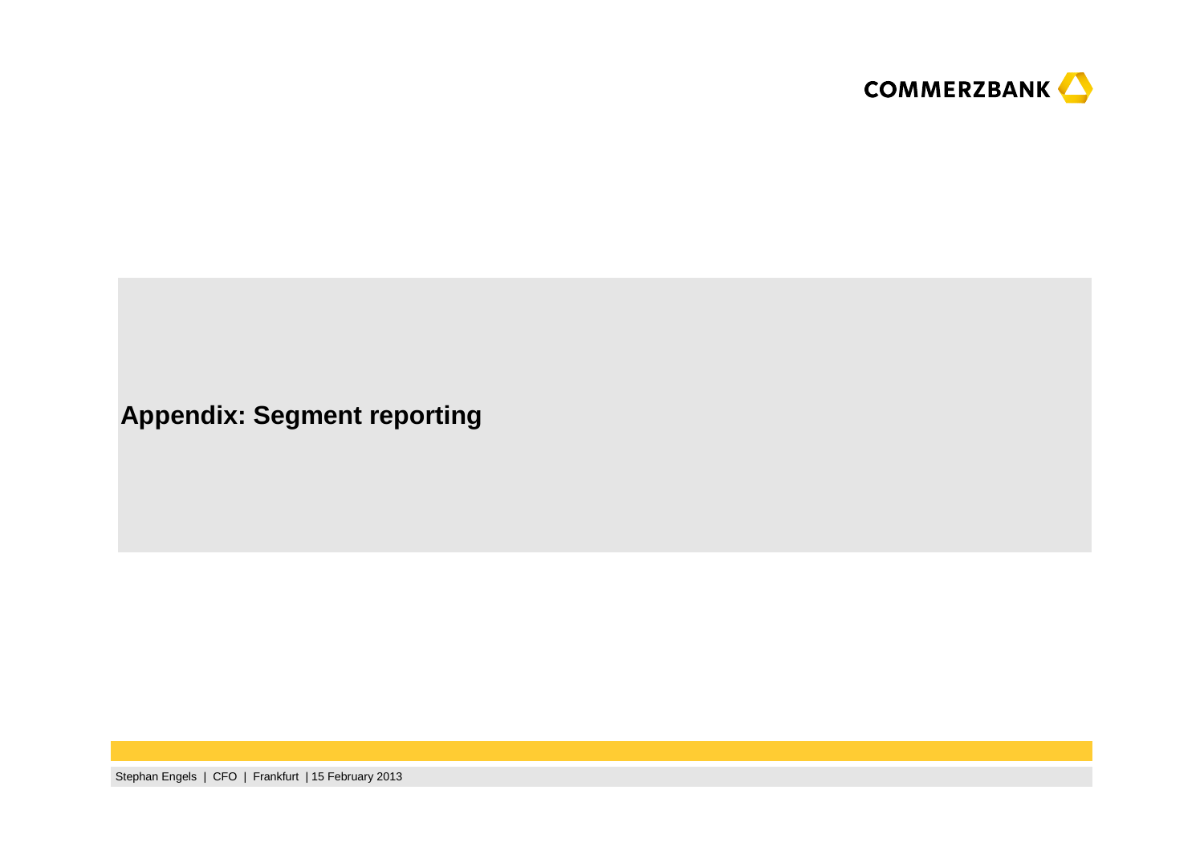# Appendix: Segment reporting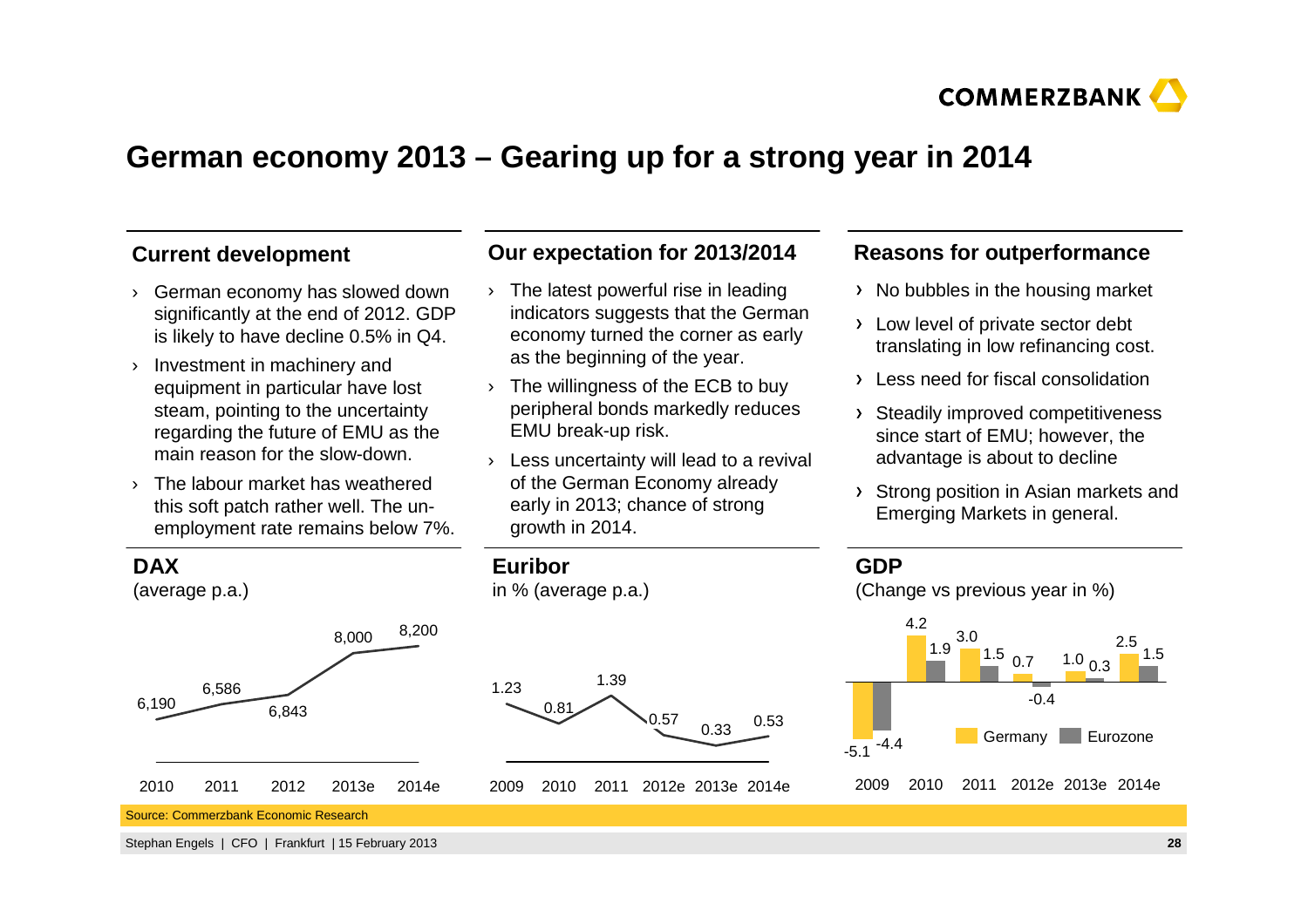# German economy 2013 – Gearing up for a strong year in 2014

## Current development

- German economy has slowed down significantly at the end of 2012. GDP is likely to have decline 0.5% in Q4.
- Investment in machinery and equipment in particular have lost steam, pointing to the uncertainty regarding the future of EMU as the main reason for the slow-down.
- The labour market has weathered this soft patch rather well. The un-employment rate remains below 7%.

## Our expectation for 2013/2014

- The latest powerful rise in leading indicators suggests that the German economy turned the corner as early as the beginning of the year.
- The willingness of the ECB to buy peripheral bonds markedly reduces EMU break-up risk.
- Less uncertainty will lead to a revival of the German Economy already early in 2013; chance of strong growth in 2014.

## Reasons for outperformance

- No bubbles in the housing market
- Low level of private sector debt translating in low refinancing cost.
- Less need for fiscal consolidation
- Steadily improved competitiveness since start of EMU; however, the advantage is about to decline
- Strong position in Asian markets and Emerging Markets in general.

## DAX

(average p.a.)

| 2010 | 2011 | 2012 | 2013e | 2014e |
|---|---|---|---|---|
| 6,190 | 6,586 | 6,843 | 8,000 | 8,200 |

## Euribor

in % (average p.a.)

| 2009 | 2010 | 2011 | 2012e | 2013e | 2014e |
|---|---|---|---|---|---|
| 1.23 | 0.81 | 1.39 | 0.57 | 0.33 | 0.53 |

## GDP

(Change vs previous year in %)

| | 2009 | 2010 | 2011 | 2012e | 2013e | 2014e |
|---|---|---|---|---|---|---|
| Germany | -5.1 | 4.2 | 3.0 | 0.7 | 1.0 | 2.5 |
| Eurozone | -4.4 | 1.9 | 1.5 | -0.4 | 0.3 | 1.5 |

Source: Commerzbank Economic Research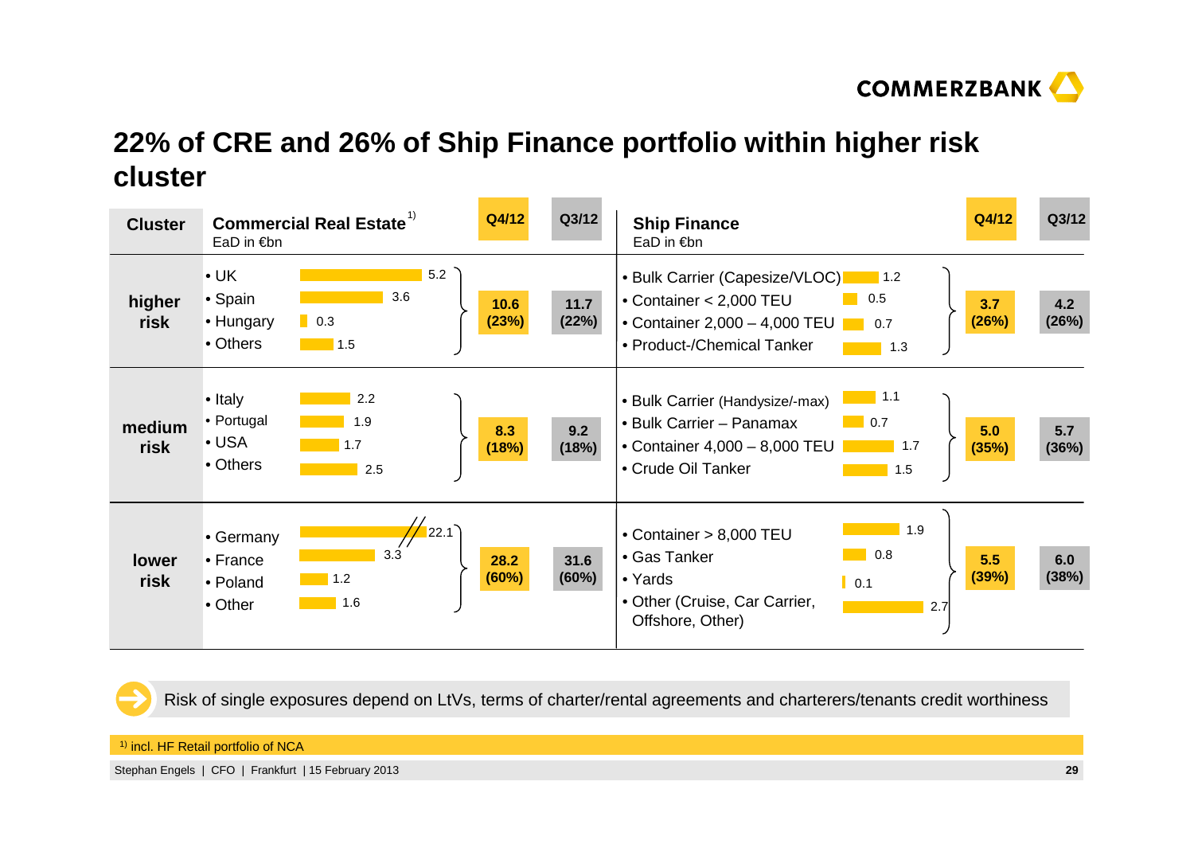# 22% of CRE and 26% of Ship Finance portfolio within higher risk cluster

| Cluster | Commercial Real Estate[1] EaD in €bn | | Q4/12 | Q3/12 | Ship Finance EaD in €bn | | Q4/12 | Q3/12 |
|---|---|---|---|---|---|---|---|---|
| higher risk | • UK | 5.2 | 10.6 (23%) | 11.7 (22%) | • Bulk Carrier (Capesize/VLOC) | 1.2 | 3.7 (26%) | 4.2 (26%) |
| | • Spain | 3.6 | | | • Container < 2,000 TEU | 0.5 | | |
| | • Hungary | 0.3 | | | • Container 2,000 – 4,000 TEU | 0.7 | | |
| | • Others | 1.5 | | | • Product-/Chemical Tanker | 1.3 | | |
| medium risk | • Italy | 2.2 | 8.3 (18%) | 9.2 (18%) | • Bulk Carrier (Handysize/-max) | 1.1 | 5.0 (35%) | 5.7 (36%) |
| | • Portugal | 1.9 | | | • Bulk Carrier – Panamax | 0.7 | | |
| | • USA | 1.7 | | | • Container 4,000 – 8,000 TEU | 1.7 | | |
| | • Others | 2.5 | | | • Crude Oil Tanker | 1.5 | | |
| lower risk | • Germany | 22.1 | 28.2 (60%) | 31.6 (60%) | • Container > 8,000 TEU | 1.9 | 5.5 (39%) | 6.0 (38%) |
| | • France | 3.3 | | | • Gas Tanker | 0.8 | | |
| | • Poland | 1.2 | | | • Yards | 0.1 | | |
| | • Other | 1.6 | | | • Other (Cruise, Car Carrier, Offshore, Other) | 2.7 | | |

Risk of single exposures depend on LtVs, terms of charter/rental agreements and charterers/tenants credit worthiness

[1] incl. HF Retail portfolio of NCA

Stephan Engels | CFO | Frankfurt | 15 February 2013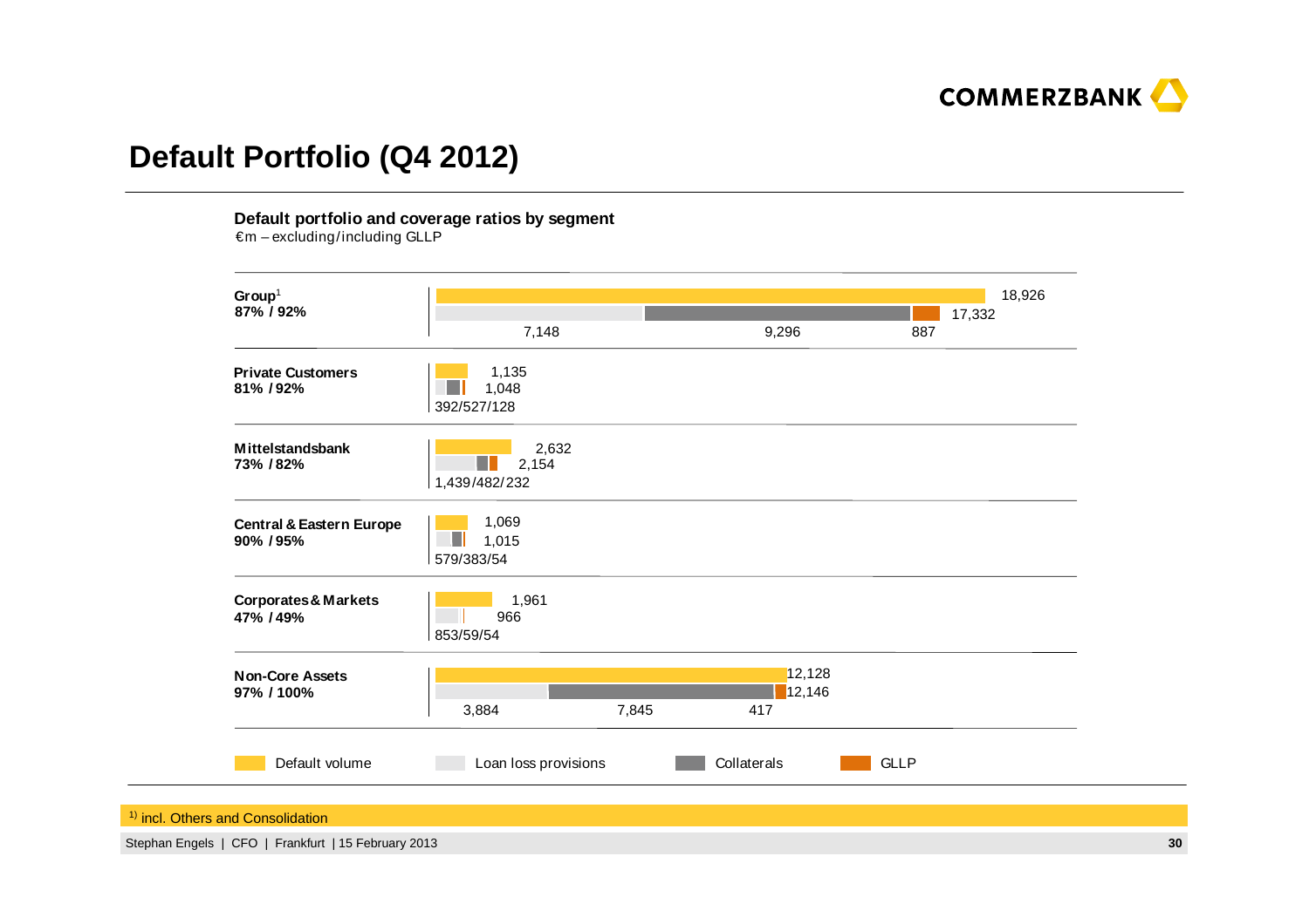# Default Portfolio (Q4 2012)

**Default portfolio and coverage ratios by segment**

€m – excluding/including GLLP

| Segment | Coverage ratio (excl./incl. GLLP) | Default volume | Loan loss provisions + Collaterals + GLLP | Loan loss provisions / Collaterals / GLLP |
|---|---|---|---|---|
| Group[1] | 87% / 92% | 18,926 | 17,332 | 7,148 / 9,296 / 887 |
| Private Customers | 81% / 92% | 1,135 | 1,048 | 392/527/128 |
| Mittelstandsbank | 73% / 82% | 2,632 | 2,154 | 1,439/482/232 |
| Central & Eastern Europe | 90% / 95% | 1,069 | 1,015 | 579/383/54 |
| Corporates & Markets | 47% / 49% | 1,961 | 966 | 853/59/54 |
| Non-Core Assets | 97% / 100% | 12,128 | 12,146 | 3,884 / 7,845 / 417 |

Legend: Default volume | Loan loss provisions | Collaterals | GLLP

[1] incl. Others and Consolidation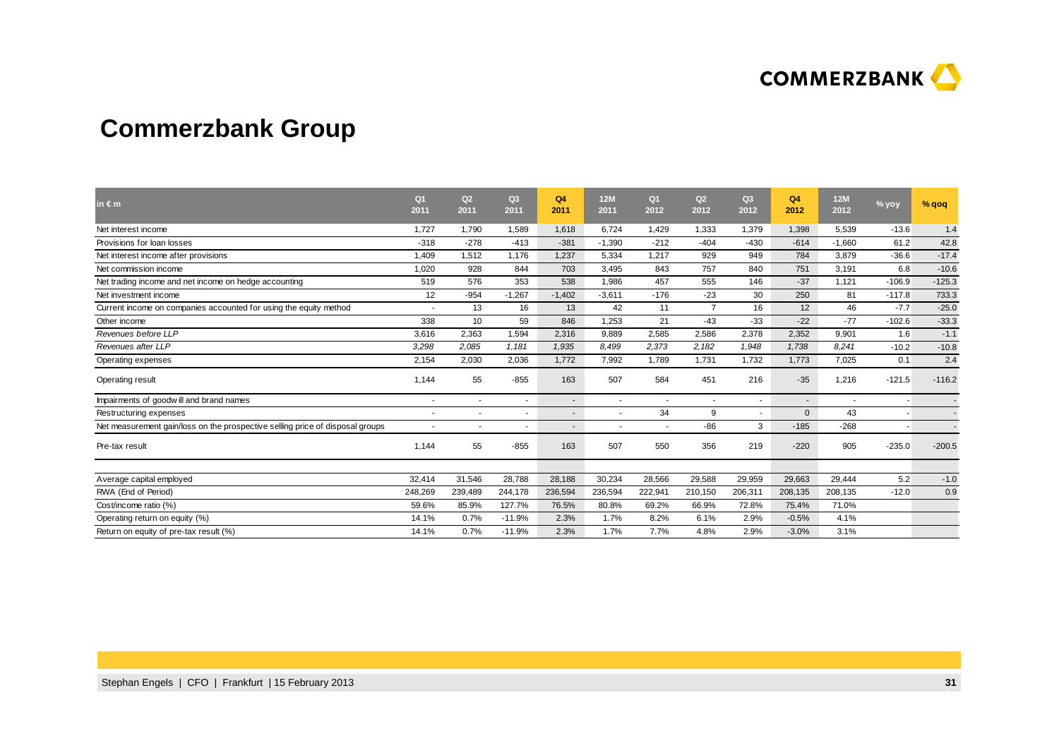# Commerzbank Group

| in € m | Q1 2011 | Q2 2011 | Q3 2011 | Q4 2011 | 12M 2011 | Q1 2012 | Q2 2012 | Q3 2012 | Q4 2012 | 12M 2012 | % yoy | % qoq |
|---|---|---|---|---|---|---|---|---|---|---|---|---|
| Net interest income | 1,727 | 1,790 | 1,589 | 1,618 | 6,724 | 1,429 | 1,333 | 1,379 | 1,398 | 5,539 | -13.6 | 1.4 |
| Provisions for loan losses | -318 | -278 | -413 | -381 | -1,390 | -212 | -404 | -430 | -614 | -1,660 | 61.2 | 42.8 |
| Net interest income after provisions | 1,409 | 1,512 | 1,176 | 1,237 | 5,334 | 1,217 | 929 | 949 | 784 | 3,879 | -36.6 | -17.4 |
| Net commission income | 1,020 | 928 | 844 | 703 | 3,495 | 843 | 757 | 840 | 751 | 3,191 | 6.8 | -10.6 |
| Net trading income and net income on hedge accounting | 519 | 576 | 353 | 538 | 1,986 | 457 | 555 | 146 | -37 | 1,121 | -106.9 | -125.3 |
| Net investment income | 12 | -954 | -1,267 | -1,402 | -3,611 | -176 | -23 | 30 | 250 | 81 | -117.8 | 733.3 |
| Current income on companies accounted for using the equity method | - | 13 | 16 | 13 | 42 | 11 | 7 | 16 | 12 | 46 | -7.7 | -25.0 |
| Other income | 338 | 10 | 59 | 846 | 1,253 | 21 | -43 | -33 | -22 | -77 | -102.6 | -33.3 |
| *Revenues before LLP* | 3,616 | 2,363 | 1,594 | 2,316 | 9,889 | 2,585 | 2,586 | 2,378 | 2,352 | 9,901 | 1.6 | -1.1 |
| *Revenues after LLP* | *3,298* | *2,085* | *1,181* | *1,935* | *8,499* | *2,373* | *2,182* | *1,948* | *1,738* | *8,241* | -10.2 | -10.8 |
| Operating expenses | 2,154 | 2,030 | 2,036 | 1,772 | 7,992 | 1,789 | 1,731 | 1,732 | 1,773 | 7,025 | 0.1 | 2.4 |
| Operating result | 1,144 | 55 | -855 | 163 | 507 | 584 | 451 | 216 | -35 | 1,216 | -121.5 | -116.2 |
| Impairments of goodwill and brand names | - | - | - | - | - | - | - | - | - | - | - | - |
| Restructuring expenses | - | - | - | - | - | 34 | 9 | - | 0 | 43 | - | - |
| Net measurement gain/loss on the prospective selling price of disposal groups | - | - | - | - | - | - | -86 | 3 | -185 | -268 | - | - |
| Pre-tax result | 1,144 | 55 | -855 | 163 | 507 | 550 | 356 | 219 | -220 | 905 | -235.0 | -200.5 |
| Average capital employed | 32,414 | 31,546 | 28,788 | 28,188 | 30,234 | 28,566 | 29,588 | 29,959 | 29,663 | 29,444 | 5.2 | -1.0 |
| RWA (End of Period) | 248,269 | 239,489 | 244,178 | 236,594 | 236,594 | 222,941 | 210,150 | 206,311 | 208,135 | 208,135 | -12.0 | 0.9 |
| Cost/income ratio (%) | 59.6% | 85.9% | 127.7% | 76.5% | 80.8% | 69.2% | 66.9% | 72.8% | 75.4% | 71.0% | | |
| Operating return on equity (%) | 14.1% | 0.7% | -11.9% | 2.3% | 1.7% | 8.2% | 6.1% | 2.9% | -0.5% | 4.1% | | |
| Return on equity of pre-tax result (%) | 14.1% | 0.7% | -11.9% | 2.3% | 1.7% | 7.7% | 4.8% | 2.9% | -3.0% | 3.1% | | |

Stephan Engels | CFO | Frankfurt | 15 February 2013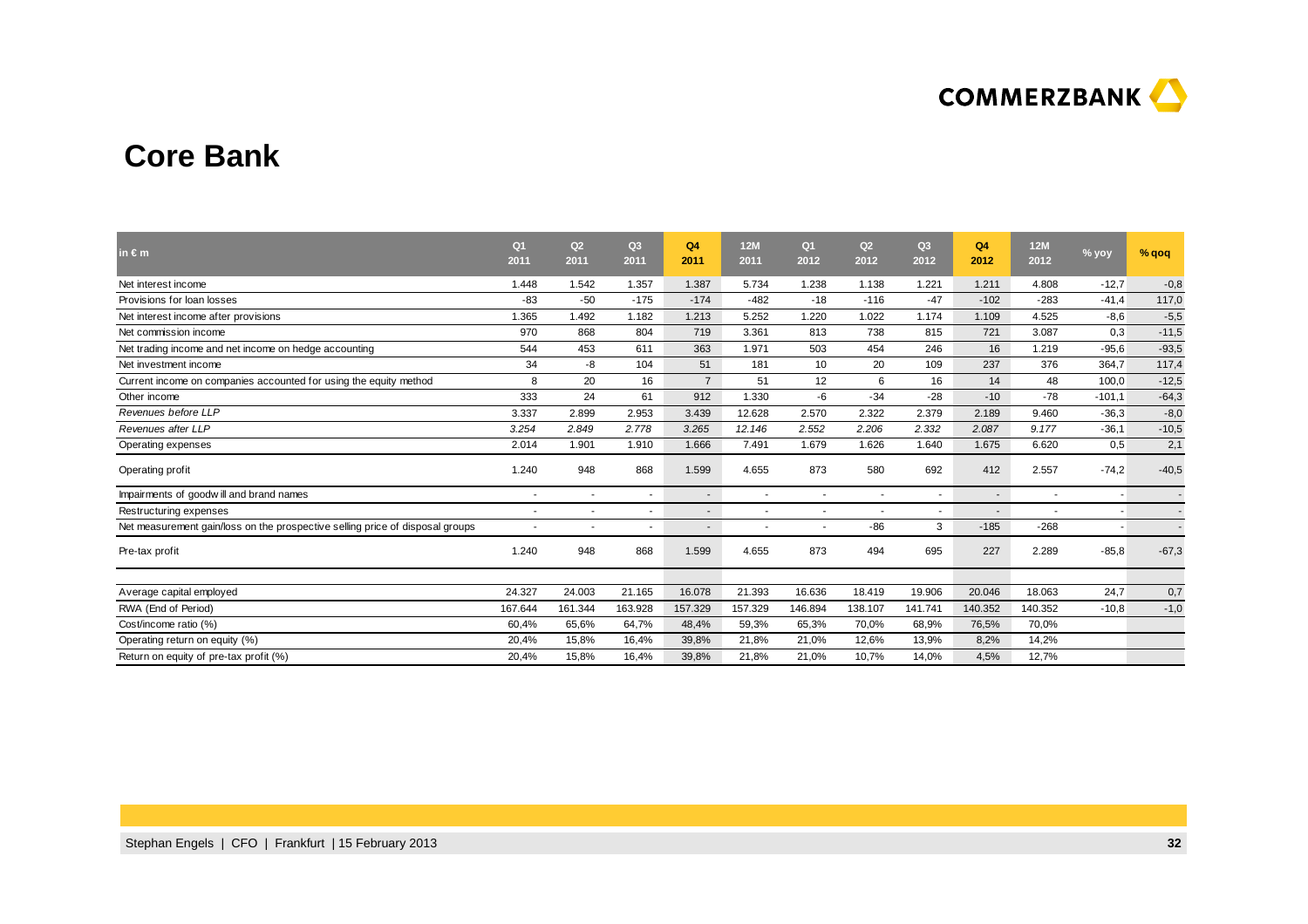## Core Bank

| in € m | Q1 2011 | Q2 2011 | Q3 2011 | Q4 2011 | 12M 2011 | Q1 2012 | Q2 2012 | Q3 2012 | Q4 2012 | 12M 2012 | % yoy | % qoq |
|---|---|---|---|---|---|---|---|---|---|---|---|---|
| Net interest income | 1.448 | 1.542 | 1.357 | 1.387 | 5.734 | 1.238 | 1.138 | 1.221 | 1.211 | 4.808 | -12,7 | -0,8 |
| Provisions for loan losses | -83 | -50 | -175 | -174 | -482 | -18 | -116 | -47 | -102 | -283 | -41,4 | 117,0 |
| Net interest income after provisions | 1.365 | 1.492 | 1.182 | 1.213 | 5.252 | 1.220 | 1.022 | 1.174 | 1.109 | 4.525 | -8,6 | -5,5 |
| Net commission income | 970 | 868 | 804 | 719 | 3.361 | 813 | 738 | 815 | 721 | 3.087 | 0,3 | -11,5 |
| Net trading income and net income on hedge accounting | 544 | 453 | 611 | 363 | 1.971 | 503 | 454 | 246 | 16 | 1.219 | -95,6 | -93,5 |
| Net investment income | 34 | -8 | 104 | 51 | 181 | 10 | 20 | 109 | 237 | 376 | 364,7 | 117,4 |
| Current income on companies accounted for using the equity method | 8 | 20 | 16 | 7 | 51 | 12 | 6 | 16 | 14 | 48 | 100,0 | -12,5 |
| Other income | 333 | 24 | 61 | 912 | 1.330 | -6 | -34 | -28 | -10 | -78 | -101,1 | -64,3 |
| *Revenues before LLP* | 3.337 | 2.899 | 2.953 | 3.439 | 12.628 | 2.570 | 2.322 | 2.379 | 2.189 | 9.460 | -36,3 | -8,0 |
| *Revenues after LLP* | *3.254* | *2.849* | *2.778* | *3.265* | *12.146* | *2.552* | *2.206* | *2.332* | *2.087* | *9.177* | -36,1 | -10,5 |
| Operating expenses | 2.014 | 1.901 | 1.910 | 1.666 | 7.491 | 1.679 | 1.626 | 1.640 | 1.675 | 6.620 | 0,5 | 2,1 |
| Operating profit | 1.240 | 948 | 868 | 1.599 | 4.655 | 873 | 580 | 692 | 412 | 2.557 | -74,2 | -40,5 |
| Impairments of goodwill and brand names | - | - | - | - | - | - | - | - | - | - | - | - |
| Restructuring expenses | - | - | - | - | - | - | - | - | - | - | - | - |
| Net measurement gain/loss on the prospective selling price of disposal groups | - | - | - | - | - | - | -86 | 3 | -185 | -268 | - | - |
| Pre-tax profit | 1.240 | 948 | 868 | 1.599 | 4.655 | 873 | 494 | 695 | 227 | 2.289 | -85,8 | -67,3 |
| Average capital employed | 24.327 | 24.003 | 21.165 | 16.078 | 21.393 | 16.636 | 18.419 | 19.906 | 20.046 | 18.063 | 24,7 | 0,7 |
| RWA (End of Period) | 167.644 | 161.344 | 163.928 | 157.329 | 157.329 | 146.894 | 138.107 | 141.741 | 140.352 | 140.352 | -10,8 | -1,0 |
| Cost/income ratio (%) | 60,4% | 65,6% | 64,7% | 48,4% | 59,3% | 65,3% | 70,0% | 68,9% | 76,5% | 70,0% | | |
| Operating return on equity (%) | 20,4% | 15,8% | 16,4% | 39,8% | 21,8% | 21,0% | 12,6% | 13,9% | 8,2% | 14,2% | | |
| Return on equity of pre-tax profit (%) | 20,4% | 15,8% | 16,4% | 39,8% | 21,8% | 21,0% | 10,7% | 14,0% | 4,5% | 12,7% | | |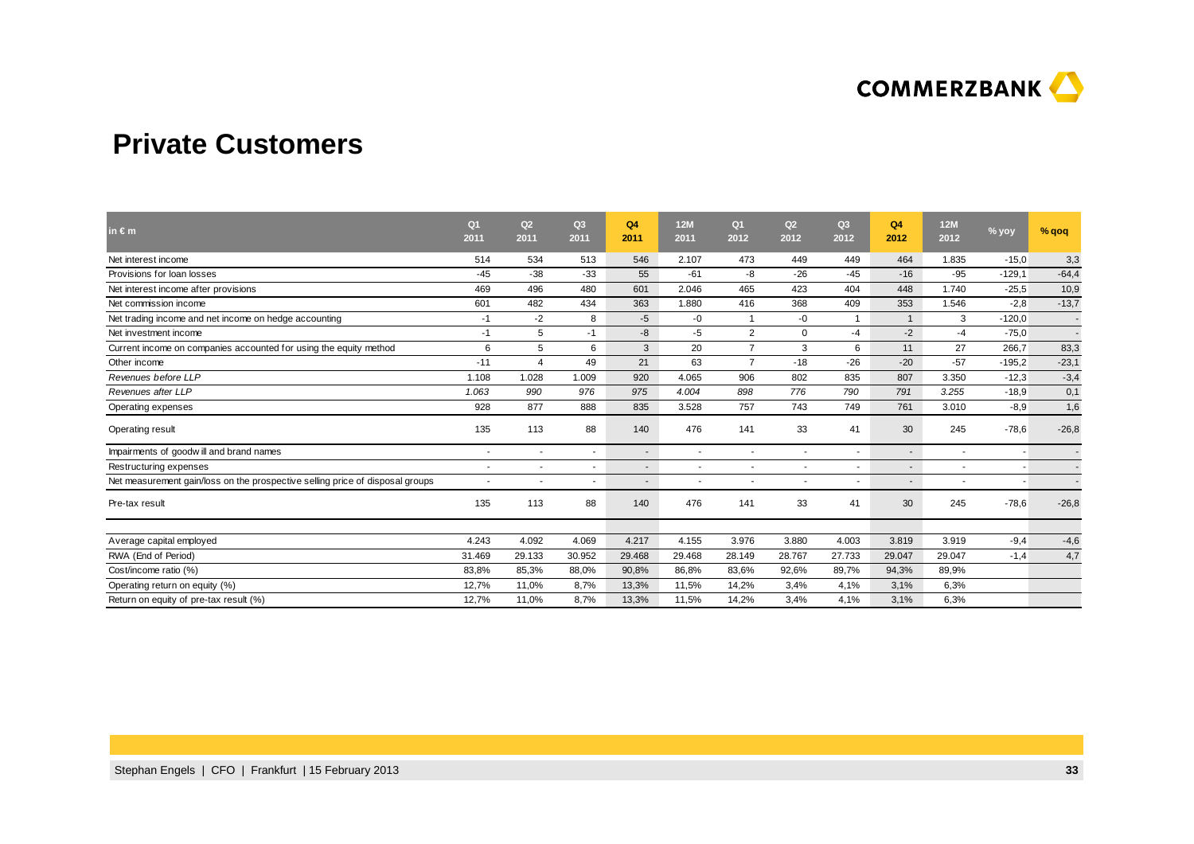# Private Customers

| in € m | Q1 2011 | Q2 2011 | Q3 2011 | Q4 2011 | 12M 2011 | Q1 2012 | Q2 2012 | Q3 2012 | Q4 2012 | 12M 2012 | % yoy | % qoq |
|---|---|---|---|---|---|---|---|---|---|---|---|---|
| Net interest income | 514 | 534 | 513 | 546 | 2.107 | 473 | 449 | 449 | 464 | 1.835 | -15,0 | 3,3 |
| Provisions for loan losses | -45 | -38 | -33 | 55 | -61 | -8 | -26 | -45 | -16 | -95 | -129,1 | -64,4 |
| Net interest income after provisions | 469 | 496 | 480 | 601 | 2.046 | 465 | 423 | 404 | 448 | 1.740 | -25,5 | 10,9 |
| Net commission income | 601 | 482 | 434 | 363 | 1.880 | 416 | 368 | 409 | 353 | 1.546 | -2,8 | -13,7 |
| Net trading income and net income on hedge accounting | -1 | -2 | 8 | -5 | -0 | 1 | -0 | 1 | 1 | 3 | -120,0 | - |
| Net investment income | -1 | 5 | -1 | -8 | -5 | 2 | 0 | -4 | -2 | -4 | -75,0 | - |
| Current income on companies accounted for using the equity method | 6 | 5 | 6 | 3 | 20 | 7 | 3 | 6 | 11 | 27 | 266,7 | 83,3 |
| Other income | -11 | 4 | 49 | 21 | 63 | 7 | -18 | -26 | -20 | -57 | -195,2 | -23,1 |
| *Revenues before LLP* | 1.108 | 1.028 | 1.009 | 920 | 4.065 | 906 | 802 | 835 | 807 | 3.350 | -12,3 | -3,4 |
| *Revenues after LLP* | *1.063* | *990* | *976* | *975* | *4.004* | *898* | *776* | *790* | *791* | *3.255* | -18,9 | 0,1 |
| Operating expenses | 928 | 877 | 888 | 835 | 3.528 | 757 | 743 | 749 | 761 | 3.010 | -8,9 | 1,6 |
| Operating result | 135 | 113 | 88 | 140 | 476 | 141 | 33 | 41 | 30 | 245 | -78,6 | -26,8 |
| Impairments of goodwill and brand names | - | - | - | - | - | - | - | - | - | - | - | - |
| Restructuring expenses | - | - | - | - | - | - | - | - | - | - | - | - |
| Net measurement gain/loss on the prospective selling price of disposal groups | - | - | - | - | - | - | - | - | - | - | - | - |
| Pre-tax result | 135 | 113 | 88 | 140 | 476 | 141 | 33 | 41 | 30 | 245 | -78,6 | -26,8 |
| Average capital employed | 4.243 | 4.092 | 4.069 | 4.217 | 4.155 | 3.976 | 3.880 | 4.003 | 3.819 | 3.919 | -9,4 | -4,6 |
| RWA (End of Period) | 31.469 | 29.133 | 30.952 | 29.468 | 29.468 | 28.149 | 28.767 | 27.733 | 29.047 | 29.047 | -1,4 | 4,7 |
| Cost/income ratio (%) | 83,8% | 85,3% | 88,0% | 90,8% | 86,8% | 83,6% | 92,6% | 89,7% | 94,3% | 89,9% | | |
| Operating return on equity (%) | 12,7% | 11,0% | 8,7% | 13,3% | 11,5% | 14,2% | 3,4% | 4,1% | 3,1% | 6,3% | | |
| Return on equity of pre-tax result (%) | 12,7% | 11,0% | 8,7% | 13,3% | 11,5% | 14,2% | 3,4% | 4,1% | 3,1% | 6,3% | | |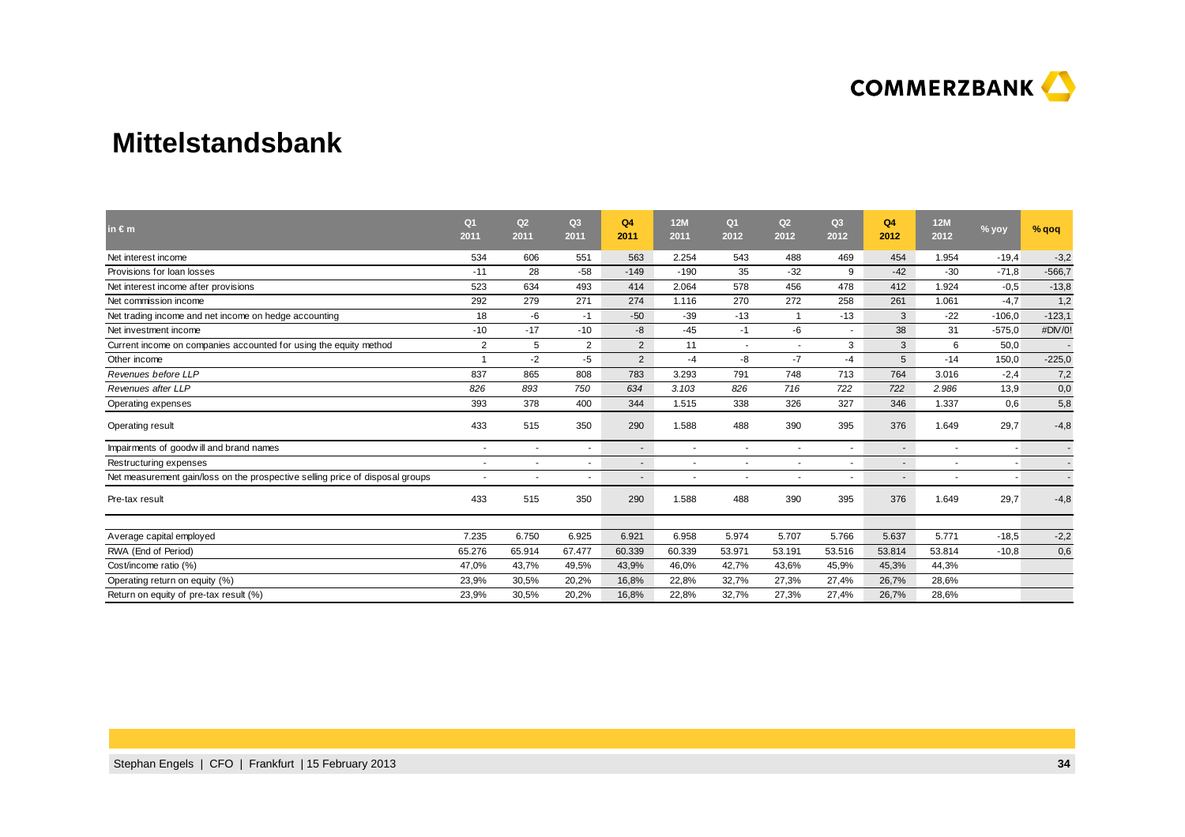# Mittelstandsbank

| in € m | Q1 2011 | Q2 2011 | Q3 2011 | Q4 2011 | 12M 2011 | Q1 2012 | Q2 2012 | Q3 2012 | Q4 2012 | 12M 2012 | % yoy | % qoq |
|---|---|---|---|---|---|---|---|---|---|---|---|---|
| Net interest income | 534 | 606 | 551 | 563 | 2.254 | 543 | 488 | 469 | 454 | 1.954 | -19,4 | -3,2 |
| Provisions for loan losses | -11 | 28 | -58 | -149 | -190 | 35 | -32 | 9 | -42 | -30 | -71,8 | -566,7 |
| Net interest income after provisions | 523 | 634 | 493 | 414 | 2.064 | 578 | 456 | 478 | 412 | 1.924 | -0,5 | -13,8 |
| Net commission income | 292 | 279 | 271 | 274 | 1.116 | 270 | 272 | 258 | 261 | 1.061 | -4,7 | 1,2 |
| Net trading income and net income on hedge accounting | 18 | -6 | -1 | -50 | -39 | -13 | 1 | -13 | 3 | -22 | -106,0 | -123,1 |
| Net investment income | -10 | -17 | -10 | -8 | -45 | -1 | -6 | - | 38 | 31 | -575,0 | #DIV/0! |
| Current income on companies accounted for using the equity method | 2 | 5 | 2 | 2 | 11 | - | - | 3 | 3 | 6 | 50,0 | - |
| Other income | 1 | -2 | -5 | 2 | -4 | -8 | -7 | -4 | 5 | -14 | 150,0 | -225,0 |
| *Revenues before LLP* | 837 | 865 | 808 | 783 | 3.293 | 791 | 748 | 713 | 764 | 3.016 | -2,4 | 7,2 |
| *Revenues after LLP* | *826* | *893* | *750* | *634* | *3.103* | *826* | *716* | *722* | *722* | *2.986* | 13,9 | 0,0 |
| Operating expenses | 393 | 378 | 400 | 344 | 1.515 | 338 | 326 | 327 | 346 | 1.337 | 0,6 | 5,8 |
| Operating result | 433 | 515 | 350 | 290 | 1.588 | 488 | 390 | 395 | 376 | 1.649 | 29,7 | -4,8 |
| Impairments of goodwill and brand names | - | - | - | - | - | - | - | - | - | - | - | - |
| Restructuring expenses | - | - | - | - | - | - | - | - | - | - | - | - |
| Net measurement gain/loss on the prospective selling price of disposal groups | - | - | - | - | - | - | - | - | - | - | - | - |
| Pre-tax result | 433 | 515 | 350 | 290 | 1.588 | 488 | 390 | 395 | 376 | 1.649 | 29,7 | -4,8 |
| Average capital employed | 7.235 | 6.750 | 6.925 | 6.921 | 6.958 | 5.974 | 5.707 | 5.766 | 5.637 | 5.771 | -18,5 | -2,2 |
| RWA (End of Period) | 65.276 | 65.914 | 67.477 | 60.339 | 60.339 | 53.971 | 53.191 | 53.516 | 53.814 | 53.814 | -10,8 | 0,6 |
| Cost/income ratio (%) | 47,0% | 43,7% | 49,5% | 43,9% | 46,0% | 42,7% | 43,6% | 45,9% | 45,3% | 44,3% | | |
| Operating return on equity (%) | 23,9% | 30,5% | 20,2% | 16,8% | 22,8% | 32,7% | 27,3% | 27,4% | 26,7% | 28,6% | | |
| Return on equity of pre-tax result (%) | 23,9% | 30,5% | 20,2% | 16,8% | 22,8% | 32,7% | 27,3% | 27,4% | 26,7% | 28,6% | | |

Stephan Engels | CFO | Frankfurt | 15 February 2013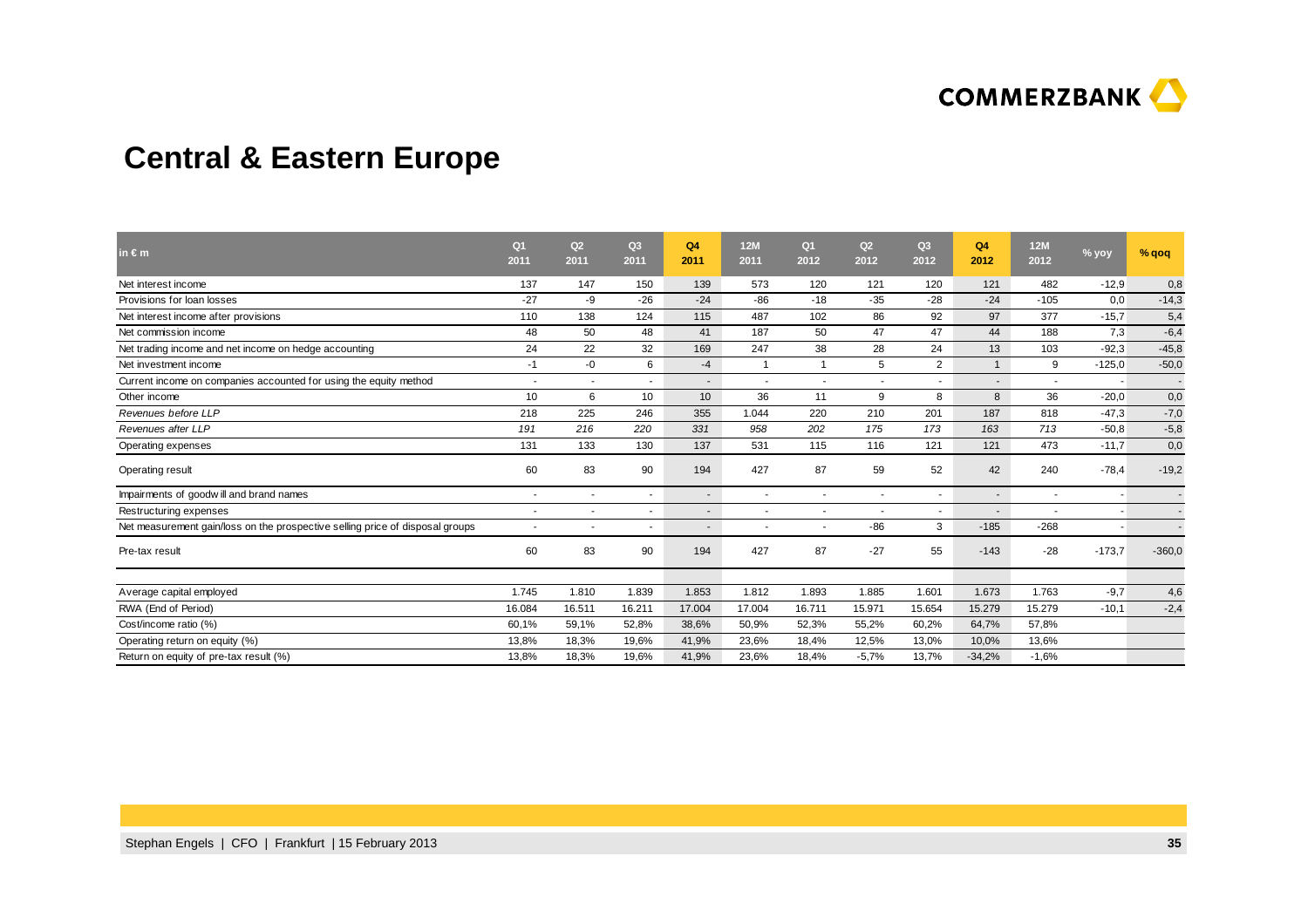# Central & Eastern Europe

| in € m | Q1 2011 | Q2 2011 | Q3 2011 | Q4 2011 | 12M 2011 | Q1 2012 | Q2 2012 | Q3 2012 | Q4 2012 | 12M 2012 | % yoy | % qoq |
|---|---|---|---|---|---|---|---|---|---|---|---|---|
| Net interest income | 137 | 147 | 150 | 139 | 573 | 120 | 121 | 120 | 121 | 482 | -12,9 | 0,8 |
| Provisions for loan losses | -27 | -9 | -26 | -24 | -86 | -18 | -35 | -28 | -24 | -105 | 0,0 | -14,3 |
| Net interest income after provisions | 110 | 138 | 124 | 115 | 487 | 102 | 86 | 92 | 97 | 377 | -15,7 | 5,4 |
| Net commission income | 48 | 50 | 48 | 41 | 187 | 50 | 47 | 47 | 44 | 188 | 7,3 | -6,4 |
| Net trading income and net income on hedge accounting | 24 | 22 | 32 | 169 | 247 | 38 | 28 | 24 | 13 | 103 | -92,3 | -45,8 |
| Net investment income | -1 | -0 | 6 | -4 | 1 | 1 | 5 | 2 | 1 | 9 | -125,0 | -50,0 |
| Current income on companies accounted for using the equity method | - | - | - | - | - | - | - | - | - | - | - | - |
| Other income | 10 | 6 | 10 | 10 | 36 | 11 | 9 | 8 | 8 | 36 | -20,0 | 0,0 |
| *Revenues before LLP* | 218 | 225 | 246 | 355 | 1.044 | 220 | 210 | 201 | 187 | 818 | -47,3 | -7,0 |
| *Revenues after LLP* | *191* | *216* | *220* | *331* | *958* | *202* | *175* | *173* | *163* | *713* | -50,8 | -5,8 |
| Operating expenses | 131 | 133 | 130 | 137 | 531 | 115 | 116 | 121 | 121 | 473 | -11,7 | 0,0 |
| Operating result | 60 | 83 | 90 | 194 | 427 | 87 | 59 | 52 | 42 | 240 | -78,4 | -19,2 |
| Impairments of goodwill and brand names | - | - | - | - | - | - | - | - | - | - | - | - |
| Restructuring expenses | - | - | - | - | - | - | - | - | - | - | - | - |
| Net measurement gain/loss on the prospective selling price of disposal groups | - | - | - | - | - | - | -86 | 3 | -185 | -268 | - | - |
| Pre-tax result | 60 | 83 | 90 | 194 | 427 | 87 | -27 | 55 | -143 | -28 | -173,7 | -360,0 |
| Average capital employed | 1.745 | 1.810 | 1.839 | 1.853 | 1.812 | 1.893 | 1.885 | 1.601 | 1.673 | 1.763 | -9,7 | 4,6 |
| RWA (End of Period) | 16.084 | 16.511 | 16.211 | 17.004 | 17.004 | 16.711 | 15.971 | 15.654 | 15.279 | 15.279 | -10,1 | -2,4 |
| Cost/income ratio (%) | 60,1% | 59,1% | 52,8% | 38,6% | 50,9% | 52,3% | 55,2% | 60,2% | 64,7% | 57,8% | | |
| Operating return on equity (%) | 13,8% | 18,3% | 19,6% | 41,9% | 23,6% | 18,4% | 12,5% | 13,0% | 10,0% | 13,6% | | |
| Return on equity of pre-tax result (%) | 13,8% | 18,3% | 19,6% | 41,9% | 23,6% | 18,4% | -5,7% | 13,7% | -34,2% | -1,6% | | |

Stephan Engels | CFO | Frankfurt | 15 February 2013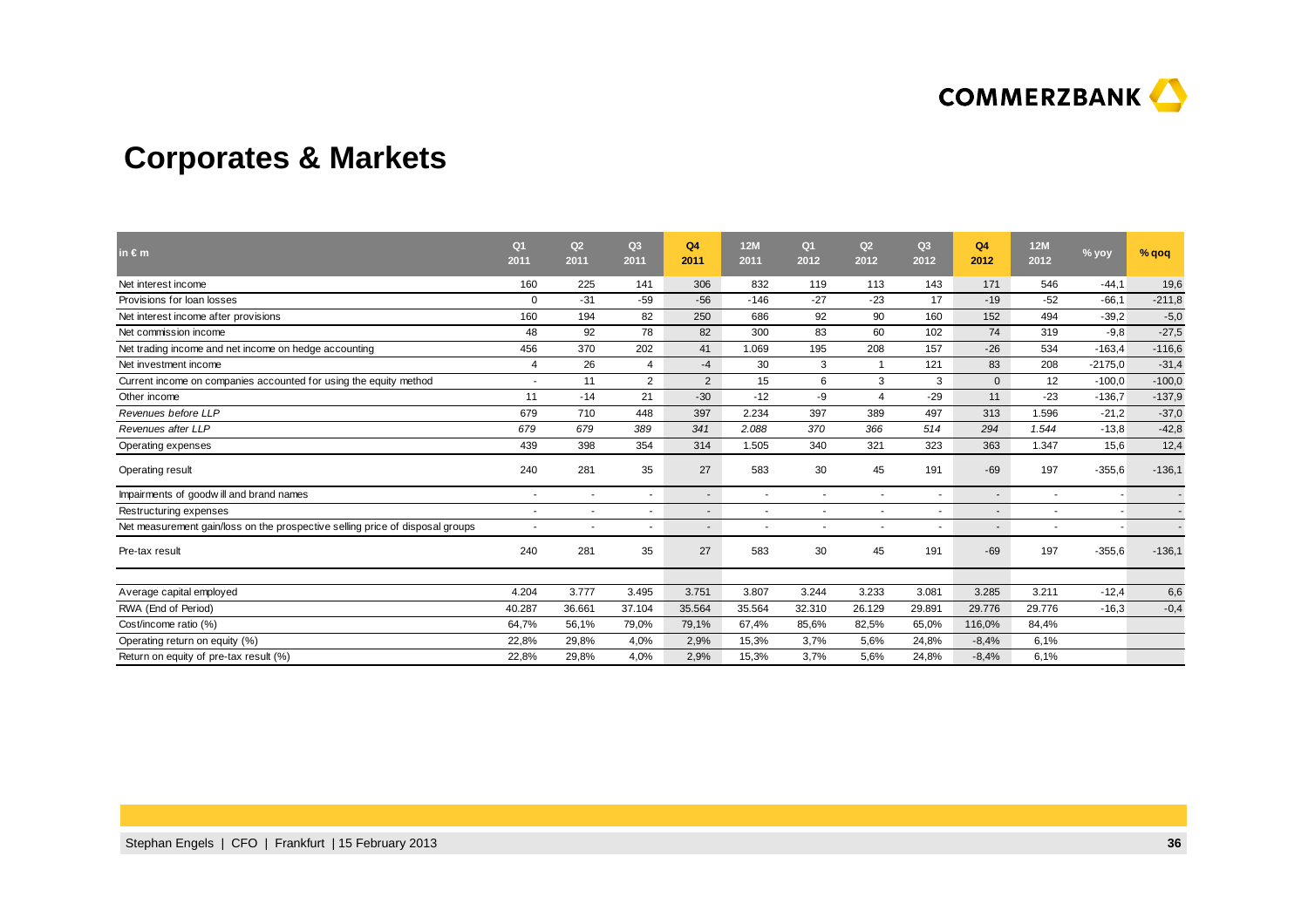# Corporates & Markets

| in € m | Q1 2011 | Q2 2011 | Q3 2011 | Q4 2011 | 12M 2011 | Q1 2012 | Q2 2012 | Q3 2012 | Q4 2012 | 12M 2012 | % yoy | % qoq |
|---|---|---|---|---|---|---|---|---|---|---|---|---|
| Net interest income | 160 | 225 | 141 | 306 | 832 | 119 | 113 | 143 | 171 | 546 | -44,1 | 19,6 |
| Provisions for loan losses | 0 | -31 | -59 | -56 | -146 | -27 | -23 | 17 | -19 | -52 | -66,1 | -211,8 |
| Net interest income after provisions | 160 | 194 | 82 | 250 | 686 | 92 | 90 | 160 | 152 | 494 | -39,2 | -5,0 |
| Net commission income | 48 | 92 | 78 | 82 | 300 | 83 | 60 | 102 | 74 | 319 | -9,8 | -27,5 |
| Net trading income and net income on hedge accounting | 456 | 370 | 202 | 41 | 1.069 | 195 | 208 | 157 | -26 | 534 | -163,4 | -116,6 |
| Net investment income | 4 | 26 | 4 | -4 | 30 | 3 | 1 | 121 | 83 | 208 | -2175,0 | -31,4 |
| Current income on companies accounted for using the equity method | - | 11 | 2 | 2 | 15 | 6 | 3 | 3 | 0 | 12 | -100,0 | -100,0 |
| Other income | 11 | -14 | 21 | -30 | -12 | -9 | 4 | -29 | 11 | -23 | -136,7 | -137,9 |
| *Revenues before LLP* | 679 | 710 | 448 | 397 | 2.234 | 397 | 389 | 497 | 313 | 1.596 | -21,2 | -37,0 |
| *Revenues after LLP* | *679* | *679* | *389* | *341* | *2.088* | *370* | *366* | *514* | *294* | *1.544* | -13,8 | -42,8 |
| Operating expenses | 439 | 398 | 354 | 314 | 1.505 | 340 | 321 | 323 | 363 | 1.347 | 15,6 | 12,4 |
| Operating result | 240 | 281 | 35 | 27 | 583 | 30 | 45 | 191 | -69 | 197 | -355,6 | -136,1 |
| Impairments of goodwill and brand names | - | - | - | - | - | - | - | - | - | - | - | - |
| Restructuring expenses | - | - | - | - | - | - | - | - | - | - | - | - |
| Net measurement gain/loss on the prospective selling price of disposal groups | - | - | - | - | - | - | - | - | - | - | - | - |
| Pre-tax result | 240 | 281 | 35 | 27 | 583 | 30 | 45 | 191 | -69 | 197 | -355,6 | -136,1 |
| Average capital employed | 4.204 | 3.777 | 3.495 | 3.751 | 3.807 | 3.244 | 3.233 | 3.081 | 3.285 | 3.211 | -12,4 | 6,6 |
| RWA (End of Period) | 40.287 | 36.661 | 37.104 | 35.564 | 35.564 | 32.310 | 26.129 | 29.891 | 29.776 | 29.776 | -16,3 | -0,4 |
| Cost/income ratio (%) | 64,7% | 56,1% | 79,0% | 79,1% | 67,4% | 85,6% | 82,5% | 65,0% | 116,0% | 84,4% | | |
| Operating return on equity (%) | 22,8% | 29,8% | 4,0% | 2,9% | 15,3% | 3,7% | 5,6% | 24,8% | -8,4% | 6,1% | | |
| Return on equity of pre-tax result (%) | 22,8% | 29,8% | 4,0% | 2,9% | 15,3% | 3,7% | 5,6% | 24,8% | -8,4% | 6,1% | | |

Stephan Engels | CFO | Frankfurt | 15 February 2013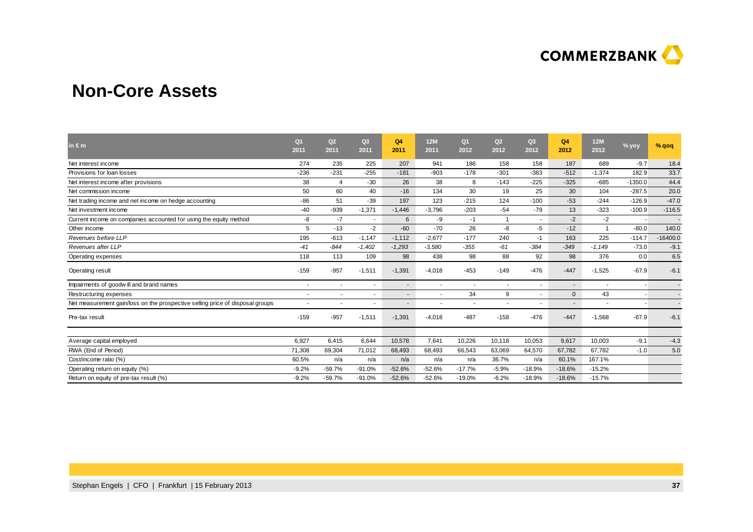# Non-Core Assets

| in € m | Q1 2011 | Q2 2011 | Q3 2011 | Q4 2011 | 12M 2011 | Q1 2012 | Q2 2012 | Q3 2012 | Q4 2012 | 12M 2012 | % yoy | % qoq |
|---|---|---|---|---|---|---|---|---|---|---|---|---|
| Net interest income | 274 | 235 | 225 | 207 | 941 | 186 | 158 | 158 | 187 | 689 | -9.7 | 18.4 |
| Provisions for loan losses | -236 | -231 | -255 | -181 | -903 | -178 | -301 | -383 | -512 | -1,374 | 182.9 | 33.7 |
| Net interest income after provisions | 38 | 4 | -30 | 26 | 38 | 8 | -143 | -225 | -325 | -685 | -1350.0 | 44.4 |
| Net commission income | 50 | 60 | 40 | -16 | 134 | 30 | 19 | 25 | 30 | 104 | -287.5 | 20.0 |
| Net trading income and net income on hedge accounting | -86 | 51 | -39 | 197 | 123 | -215 | 124 | -100 | -53 | -244 | -126.9 | -47.0 |
| Net investment income | -40 | -939 | -1,371 | -1,446 | -3,796 | -203 | -54 | -79 | 13 | -323 | -100.9 | -116.5 |
| Current income on companies accounted for using the equity method | -8 | -7 | - | 6 | -9 | -1 | 1 | - | -2 | -2 | - | - |
| Other income | 5 | -13 | -2 | -60 | -70 | 26 | -8 | -5 | -12 | 1 | -80.0 | 140.0 |
| *Revenues before LLP* | 195 | -613 | -1,147 | -1,112 | -2,677 | -177 | 240 | -1 | 163 | 225 | -114.7 | -16400.0 |
| *Revenues after LLP* | *-41* | *-844* | *-1,402* | *-1,293* | *-3,580* | *-355* | *-61* | *-384* | *-349* | *-1,149* | -73.0 | -9.1 |
| Operating expenses | 118 | 113 | 109 | 98 | 438 | 98 | 88 | 92 | 98 | 376 | 0.0 | 6.5 |
| Operating result | -159 | -957 | -1,511 | -1,391 | -4,018 | -453 | -149 | -476 | -447 | -1,525 | -67.9 | -6.1 |
| Impairments of goodwill and brand names | - | - | - | - | - | - | - | - | - | - | - | - |
| Restructuring expenses | - | - | - | - | - | 34 | 9 | - | 0 | 43 | - | - |
| Net measurement gain/loss on the prospective selling price of disposal groups | - | - | - | - | - | - | - | - | - | - | - | - |
| Pre-tax result | -159 | -957 | -1,511 | -1,391 | -4,018 | -487 | -158 | -476 | -447 | -1,568 | -67.9 | -6.1 |
| | | | | | | | | | | | | |
| Average capital employed | 6,927 | 6,415 | 6,644 | 10,578 | 7,641 | 10,226 | 10,118 | 10,053 | 9,617 | 10,003 | -9.1 | -4.3 |
| RWA (End of Period) | 71,308 | 69,304 | 71,012 | 68,493 | 68,493 | 66,543 | 63,069 | 64,570 | 67,782 | 67,782 | -1.0 | 5.0 |
| Cost/income ratio (%) | 60.5% | n/a | n/a | n/a | n/a | n/a | 36.7% | n/a | 60.1% | 167.1% | | |
| Operating return on equity (%) | -9.2% | -59.7% | -91.0% | -52.6% | -52.6% | -17.7% | -5.9% | -18.9% | -18.6% | -15.2% | | |
| Return on equity of pre-tax result (%) | -9.2% | -59.7% | -91.0% | -52.6% | -52.6% | -19.0% | -6.2% | -18.9% | -18.6% | -15.7% | | |

Stephan Engels | CFO | Frankfurt | 15 February 2013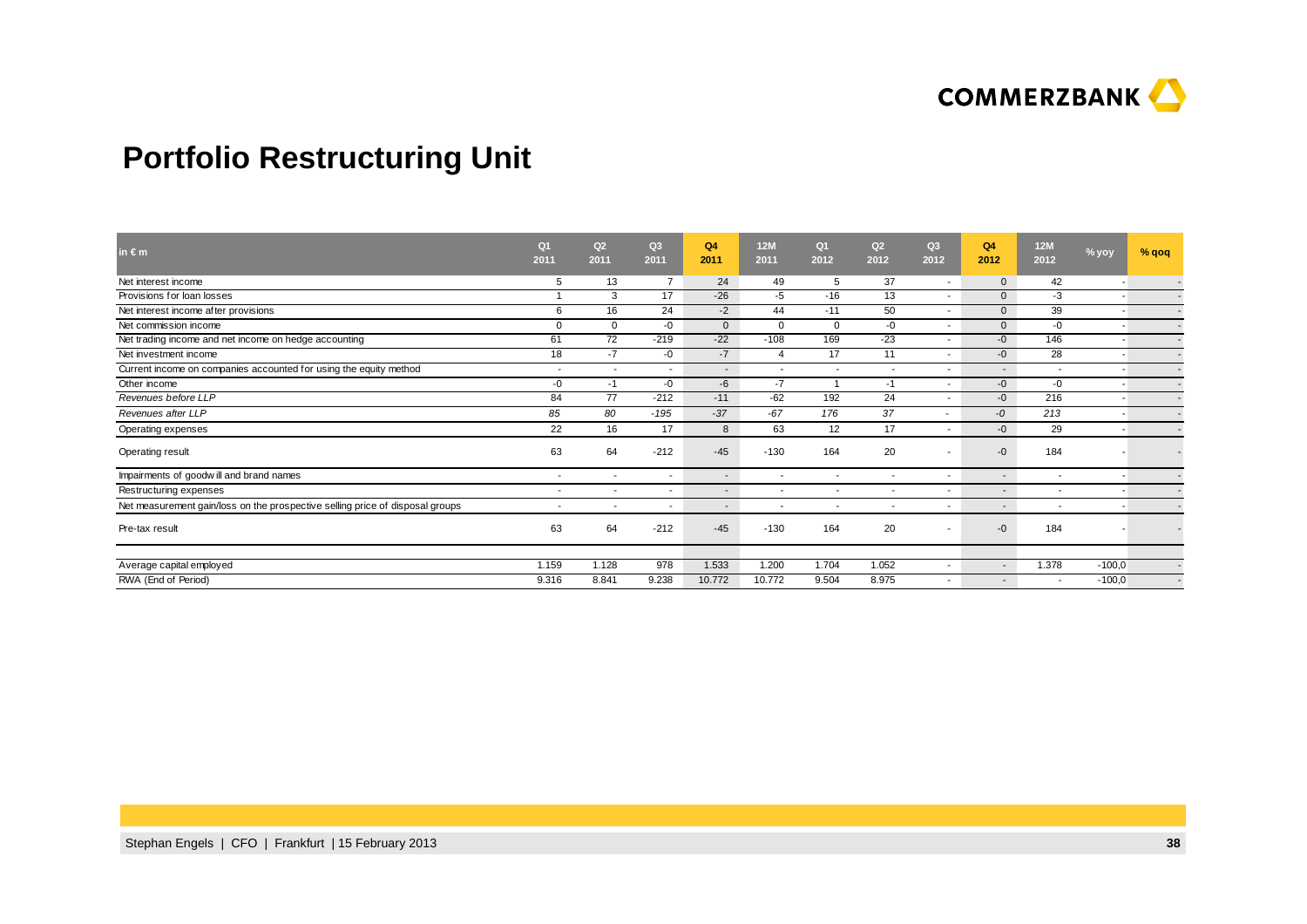# Portfolio Restructuring Unit

| in € m | Q1 2011 | Q2 2011 | Q3 2011 | Q4 2011 | 12M 2011 | Q1 2012 | Q2 2012 | Q3 2012 | Q4 2012 | 12M 2012 | % yoy | % qoq |
|---|---|---|---|---|---|---|---|---|---|---|---|---|
| Net interest income | 5 | 13 | 7 | 24 | 49 | 5 | 37 | - | 0 | 42 | - | - |
| Provisions for loan losses | 1 | 3 | 17 | -26 | -5 | -16 | 13 | - | 0 | -3 | - | - |
| Net interest income after provisions | 6 | 16 | 24 | -2 | 44 | -11 | 50 | - | 0 | 39 | - | - |
| Net commission income | 0 | 0 | -0 | 0 | 0 | 0 | -0 | - | 0 | -0 | - | - |
| Net trading income and net income on hedge accounting | 61 | 72 | -219 | -22 | -108 | 169 | -23 | - | -0 | 146 | - | - |
| Net investment income | 18 | -7 | -0 | -7 | 4 | 17 | 11 | - | -0 | 28 | - | - |
| Current income on companies accounted for using the equity method | - | - | - | - | - | - | - | - | - | - | - | - |
| Other income | -0 | -1 | -0 | -6 | -7 | 1 | -1 | - | -0 | -0 | - | - |
| *Revenues before LLP* | 84 | 77 | -212 | -11 | -62 | 192 | 24 | - | -0 | 216 | - | - |
| *Revenues after LLP* | *85* | *80* | *-195* | *-37* | *-67* | *176* | *37* | - | *-0* | *213* | - | - |
| Operating expenses | 22 | 16 | 17 | 8 | 63 | 12 | 17 | - | -0 | 29 | - | - |
| Operating result | 63 | 64 | -212 | -45 | -130 | 164 | 20 | - | -0 | 184 | - | - |
| Impairments of goodwill and brand names | - | - | - | - | - | - | - | - | - | - | - | - |
| Restructuring expenses | - | - | - | - | - | - | - | - | - | - | - | - |
| Net measurement gain/loss on the prospective selling price of disposal groups | - | - | - | - | - | - | - | - | - | - | - | - |
| Pre-tax result | 63 | 64 | -212 | -45 | -130 | 164 | 20 | - | -0 | 184 | - | - |
| Average capital employed | 1.159 | 1.128 | 978 | 1.533 | 1.200 | 1.704 | 1.052 | - | - | 1.378 | -100,0 | - |
| RWA (End of Period) | 9.316 | 8.841 | 9.238 | 10.772 | 10.772 | 9.504 | 8.975 | - | - | - | -100,0 | - |

Stephan Engels | CFO | Frankfurt | 15 February 2013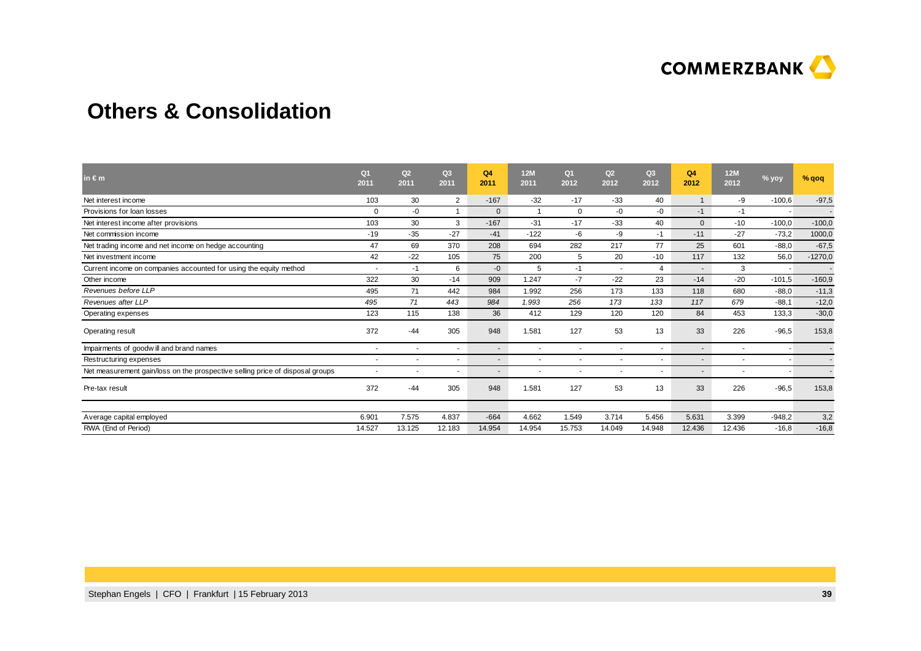## Others & Consolidation

| in € m | Q1 2011 | Q2 2011 | Q3 2011 | Q4 2011 | 12M 2011 | Q1 2012 | Q2 2012 | Q3 2012 | Q4 2012 | 12M 2012 | % yoy | % qoq |
|---|---|---|---|---|---|---|---|---|---|---|---|---|
| Net interest income | 103 | 30 | 2 | -167 | -32 | -17 | -33 | 40 | 1 | -9 | -100,6 | -97,5 |
| Provisions for loan losses | 0 | -0 | 1 | 0 | 1 | 0 | -0 | -0 | -1 | -1 | - | - |
| Net interest income after provisions | 103 | 30 | 3 | -167 | -31 | -17 | -33 | 40 | 0 | -10 | -100,0 | -100,0 |
| Net commission income | -19 | -35 | -27 | -41 | -122 | -6 | -9 | -1 | -11 | -27 | -73,2 | 1000,0 |
| Net trading income and net income on hedge accounting | 47 | 69 | 370 | 208 | 694 | 282 | 217 | 77 | 25 | 601 | -88,0 | -67,5 |
| Net investment income | 42 | -22 | 105 | 75 | 200 | 5 | 20 | -10 | 117 | 132 | 56,0 | -1270,0 |
| Current income on companies accounted for using the equity method | - | -1 | 6 | -0 | 5 | -1 | - | 4 | - | 3 | - | - |
| Other income | 322 | 30 | -14 | 909 | 1.247 | -7 | -22 | 23 | -14 | -20 | -101,5 | -160,9 |
| *Revenues before LLP* | 495 | 71 | 442 | 984 | 1.992 | 256 | 173 | 133 | 118 | 680 | -88,0 | -11,3 |
| *Revenues after LLP* | *495* | *71* | *443* | *984* | *1.993* | *256* | *173* | *133* | *117* | *679* | -88,1 | -12,0 |
| Operating expenses | 123 | 115 | 138 | 36 | 412 | 129 | 120 | 120 | 84 | 453 | 133,3 | -30,0 |
| Operating result | 372 | -44 | 305 | 948 | 1.581 | 127 | 53 | 13 | 33 | 226 | -96,5 | 153,8 |
| Impairments of goodwill and brand names | - | - | - | - | - | - | - | - | - | - | - | - |
| Restructuring expenses | - | - | - | - | - | - | - | - | - | - | - | - |
| Net measurement gain/loss on the prospective selling price of disposal groups | - | - | - | - | - | - | - | - | - | - | - | - |
| Pre-tax result | 372 | -44 | 305 | 948 | 1.581 | 127 | 53 | 13 | 33 | 226 | -96,5 | 153,8 |
| Average capital employed | 6.901 | 7.575 | 4.837 | -664 | 4.662 | 1.549 | 3.714 | 5.456 | 5.631 | 3.399 | -948,2 | 3,2 |
| RWA (End of Period) | 14.527 | 13.125 | 12.183 | 14.954 | 14.954 | 15.753 | 14.049 | 14.948 | 12.436 | 12.436 | -16,8 | -16,8 |

Stephan Engels | CFO | Frankfurt | 15 February 2013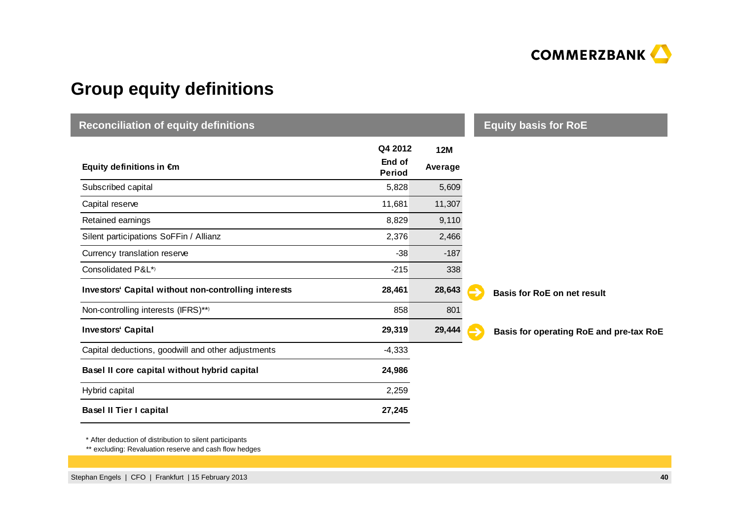# Group equity definitions

## Reconciliation of equity definitions

| Equity definitions in €m | Q4 2012 End of Period | 12M Average | Equity basis for RoE |
|---|---|---|---|
| Subscribed capital | 5,828 | 5,609 | |
| Capital reserve | 11,681 | 11,307 | |
| Retained earnings | 8,829 | 9,110 | |
| Silent participations SoFFin / Allianz | 2,376 | 2,466 | |
| Currency translation reserve | -38 | -187 | |
| Consolidated P&L*) | -215 | 338 | |
| **Investors' Capital without non-controlling interests** | **28,461** | **28,643** | **Basis for RoE on net result** |
| Non-controlling interests (IFRS)**) | 858 | 801 | |
| **Investors' Capital** | **29,319** | **29,444** | **Basis for operating RoE and pre-tax RoE** |
| Capital deductions, goodwill and other adjustments | -4,333 | | |
| **Basel II core capital without hybrid capital** | **24,986** | | |
| Hybrid capital | 2,259 | | |
| **Basel II Tier I capital** | **27,245** | | |

\* After deduction of distribution to silent participants

\*\* excluding: Revaluation reserve and cash flow hedges

Stephan Engels | CFO | Frankfurt | 15 February 2013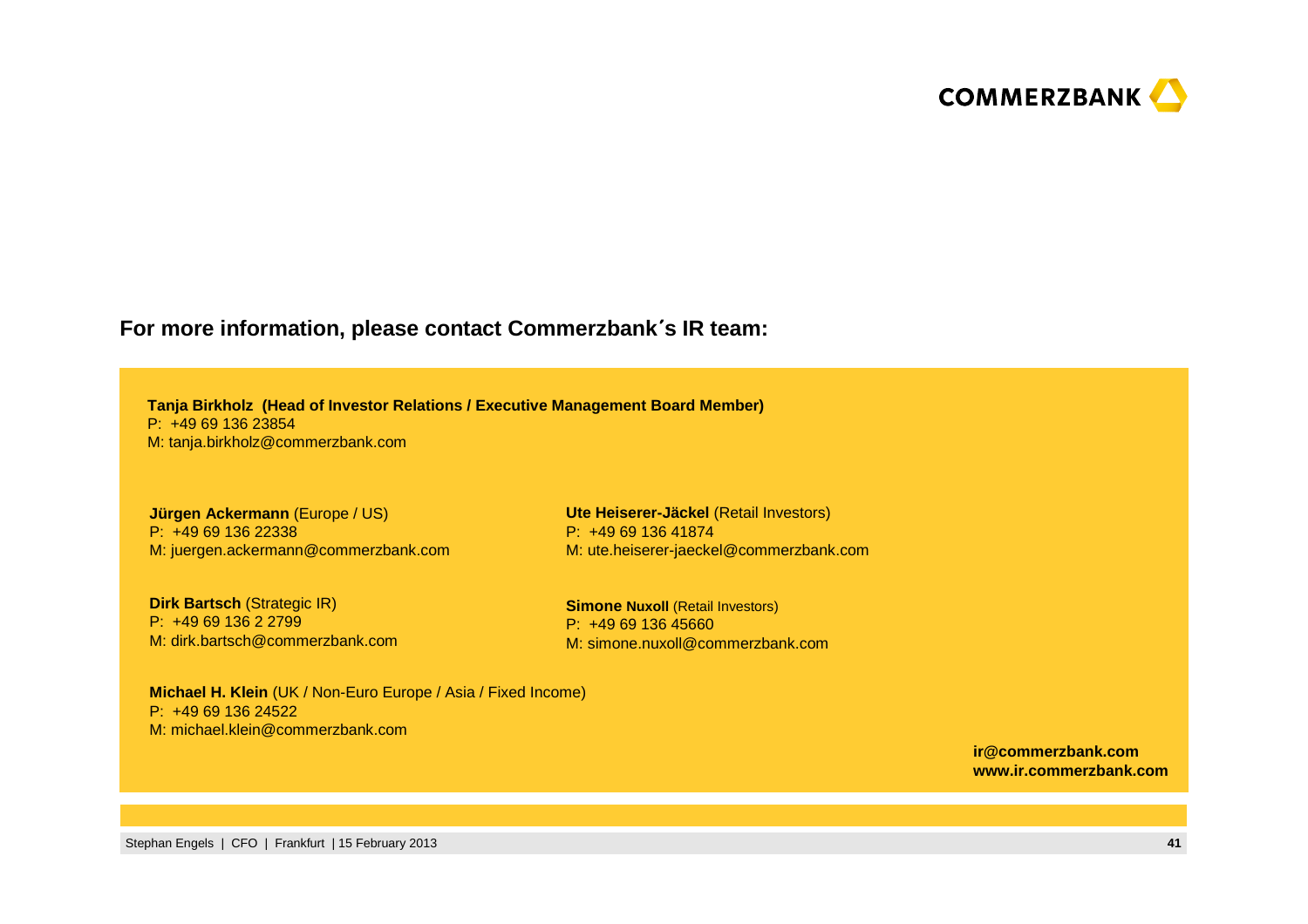**For more information, please contact Commerzbank´s IR team:**

**Tanja Birkholz (Head of Investor Relations / Executive Management Board Member)**
P: +49 69 136 23854
M: tanja.birkholz@commerzbank.com

**Jürgen Ackermann** (Europe / US)
P: +49 69 136 22338
M: juergen.ackermann@commerzbank.com

**Dirk Bartsch** (Strategic IR)
P: +49 69 136 2 2799
M: dirk.bartsch@commerzbank.com

**Michael H. Klein** (UK / Non-Euro Europe / Asia / Fixed Income)
P: +49 69 136 24522
M: michael.klein@commerzbank.com

**Ute Heiserer-Jäckel** (Retail Investors)
P: +49 69 136 41874
M: ute.heiserer-jaeckel@commerzbank.com

**Simone Nuxoll** (Retail Investors)
P: +49 69 136 45660
M: simone.nuxoll@commerzbank.com

**ir@commerzbank.com**
**www.ir.commerzbank.com**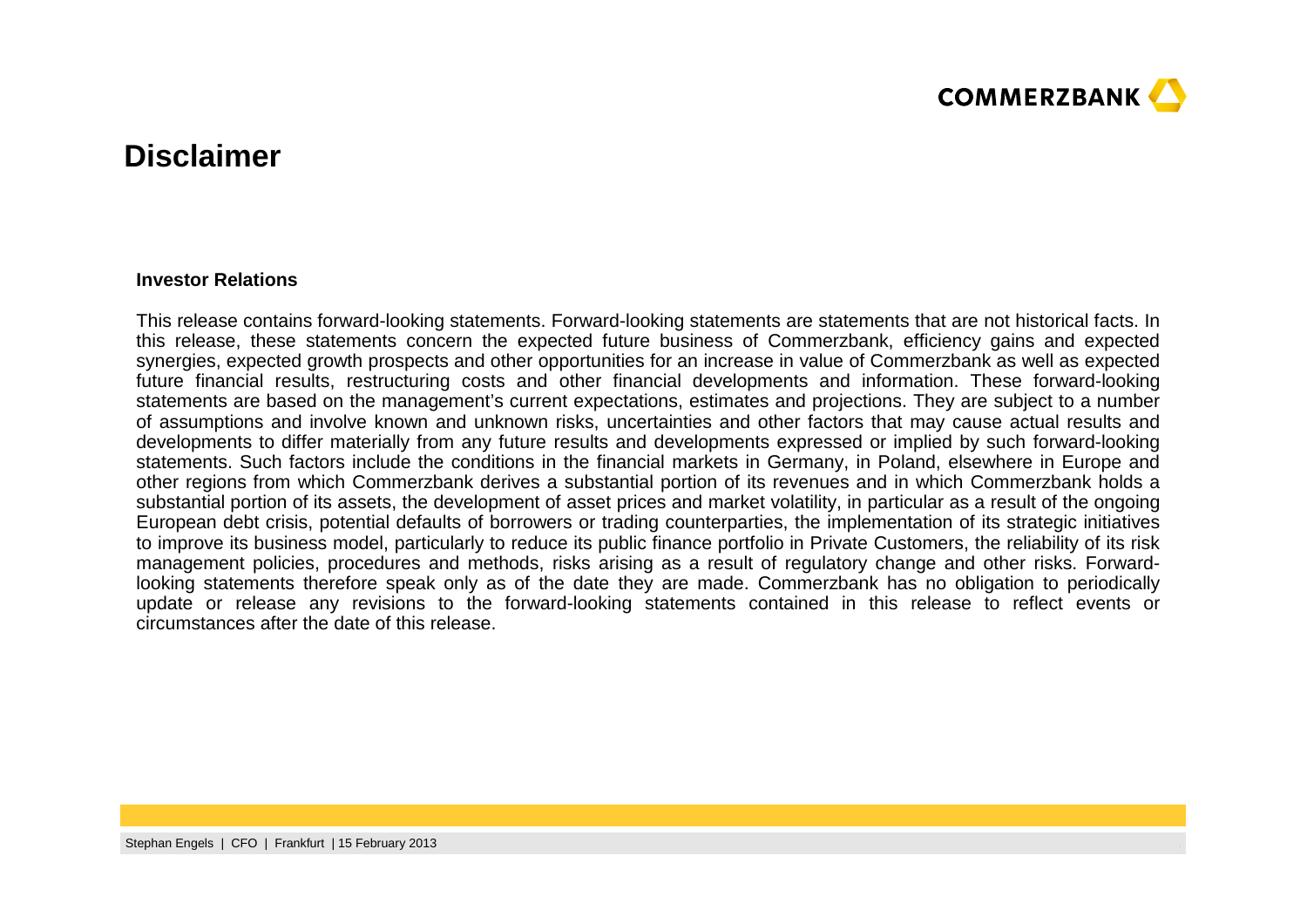# Disclaimer

**Investor Relations**

This release contains forward-looking statements. Forward-looking statements are statements that are not historical facts. In this release, these statements concern the expected future business of Commerzbank, efficiency gains and expected synergies, expected growth prospects and other opportunities for an increase in value of Commerzbank as well as expected future financial results, restructuring costs and other financial developments and information. These forward-looking statements are based on the management's current expectations, estimates and projections. They are subject to a number of assumptions and involve known and unknown risks, uncertainties and other factors that may cause actual results and developments to differ materially from any future results and developments expressed or implied by such forward-looking statements. Such factors include the conditions in the financial markets in Germany, in Poland, elsewhere in Europe and other regions from which Commerzbank derives a substantial portion of its revenues and in which Commerzbank holds a substantial portion of its assets, the development of asset prices and market volatility, in particular as a result of the ongoing European debt crisis, potential defaults of borrowers or trading counterparties, the implementation of its strategic initiatives to improve its business model, particularly to reduce its public finance portfolio in Private Customers, the reliability of its risk management policies, procedures and methods, risks arising as a result of regulatory change and other risks. Forward-looking statements therefore speak only as of the date they are made. Commerzbank has no obligation to periodically update or release any revisions to the forward-looking statements contained in this release to reflect events or circumstances after the date of this release.